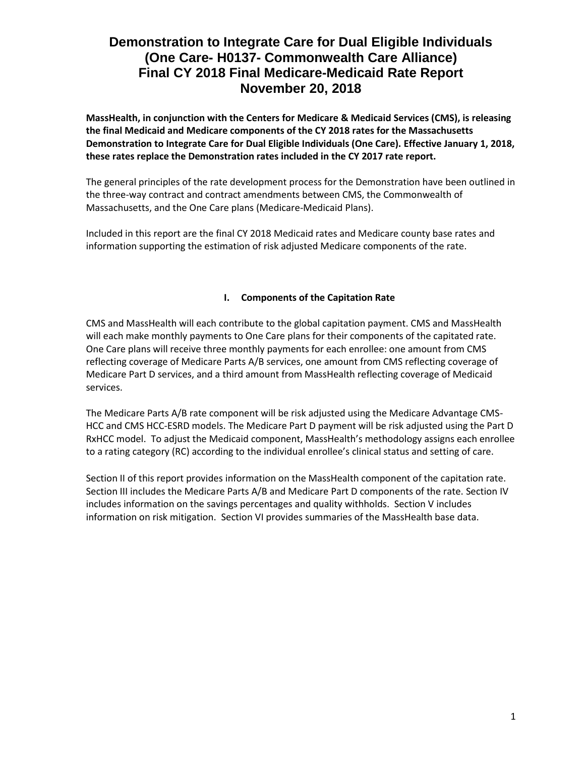# Demonstration to Integrate Care for Dual Eligible Individuals (One Care- H0137- Commonwealth Care Alliance) Final CY 2018 Final Medicare-Medicaid Rate Report November 20, 2018

**MassHealth, in conjunction with the Centers for Medicare & Medicaid Services (CMS), is releasing the final Medicaid and Medicare components of the CY 2018 rates for the Massachusetts Demonstration to Integrate Care for Dual Eligible Individuals (One Care). Effective January 1, 2018, these rates replace the Demonstration rates included in the CY 2017 rate report.**

The general principles of the rate development process for the Demonstration have been outlined in the three-way contract and contract amendments between CMS, the Commonwealth of Massachusetts, and the One Care plans (Medicare-Medicaid Plans).

Included in this report are the final CY 2018 Medicaid rates and Medicare county base rates and information supporting the estimation of risk adjusted Medicare components of the rate.

## I. Components of the Capitation Rate

CMS and MassHealth will each contribute to the global capitation payment. CMS and MassHealth will each make monthly payments to One Care plans for their components of the capitated rate. One Care plans will receive three monthly payments for each enrollee: one amount from CMS reflecting coverage of Medicare Parts A/B services, one amount from CMS reflecting coverage of Medicare Part D services, and a third amount from MassHealth reflecting coverage of Medicaid services.

The Medicare Parts A/B rate component will be risk adjusted using the Medicare Advantage CMS-HCC and CMS HCC-ESRD models. The Medicare Part D payment will be risk adjusted using the Part D RxHCC model. To adjust the Medicaid component, MassHealth's methodology assigns each enrollee to a rating category (RC) according to the individual enrollee's clinical status and setting of care.

Section II of this report provides information on the MassHealth component of the capitation rate. Section III includes the Medicare Parts A/B and Medicare Part D components of the rate. Section IV includes information on the savings percentages and quality withholds. Section V includes information on risk mitigation. Section VI provides summaries of the MassHealth base data.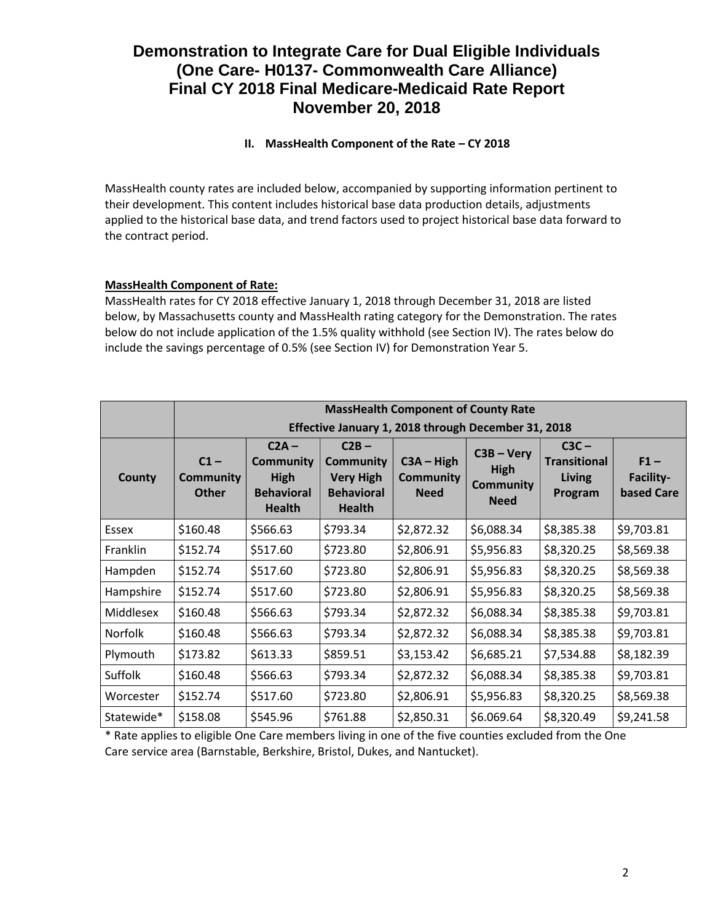# Demonstration to Integrate Care for Dual Eligible Individuals (One Care- H0137- Commonwealth Care Alliance) Final CY 2018 Final Medicare-Medicaid Rate Report November 20, 2018

## II. MassHealth Component of the Rate – CY 2018

MassHealth county rates are included below, accompanied by supporting information pertinent to their development. This content includes historical base data production details, adjustments applied to the historical base data, and trend factors used to project historical base data forward to the contract period.

**MassHealth Component of Rate:**

MassHealth rates for CY 2018 effective January 1, 2018 through December 31, 2018 are listed below, by Massachusetts county and MassHealth rating category for the Demonstration. The rates below do not include application of the 1.5% quality withhold (see Section IV). The rates below do include the savings percentage of 0.5% (see Section IV) for Demonstration Year 5.

| | MassHealth Component of County Rate Effective January 1, 2018 through December 31, 2018 | | | | | | |
|---|---|---|---|---|---|---|---|
| County | C1 – Community Other | C2A – Community High Behavioral Health | C2B – Community Very High Behavioral Health | C3A – High Community Need | C3B – Very High Community Need | C3C – Transitional Living Program | F1 – Facility-based Care |
| Essex | $160.48 | $566.63 | $793.34 | $2,872.32 | $6,088.34 | $8,385.38 | $9,703.81 |
| Franklin | $152.74 | $517.60 | $723.80 | $2,806.91 | $5,956.83 | $8,320.25 | $8,569.38 |
| Hampden | $152.74 | $517.60 | $723.80 | $2,806.91 | $5,956.83 | $8,320.25 | $8,569.38 |
| Hampshire | $152.74 | $517.60 | $723.80 | $2,806.91 | $5,956.83 | $8,320.25 | $8,569.38 |
| Middlesex | $160.48 | $566.63 | $793.34 | $2,872.32 | $6,088.34 | $8,385.38 | $9,703.81 |
| Norfolk | $160.48 | $566.63 | $793.34 | $2,872.32 | $6,088.34 | $8,385.38 | $9,703.81 |
| Plymouth | $173.82 | $613.33 | $859.51 | $3,153.42 | $6,685.21 | $7,534.88 | $8,182.39 |
| Suffolk | $160.48 | $566.63 | $793.34 | $2,872.32 | $6,088.34 | $8,385.38 | $9,703.81 |
| Worcester | $152.74 | $517.60 | $723.80 | $2,806.91 | $5,956.83 | $8,320.25 | $8,569.38 |
| Statewide* | $158.08 | $545.96 | $761.88 | $2,850.31 | $6.069.64 | $8,320.49 | $9,241.58 |

* Rate applies to eligible One Care members living in one of the five counties excluded from the One Care service area (Barnstable, Berkshire, Bristol, Dukes, and Nantucket).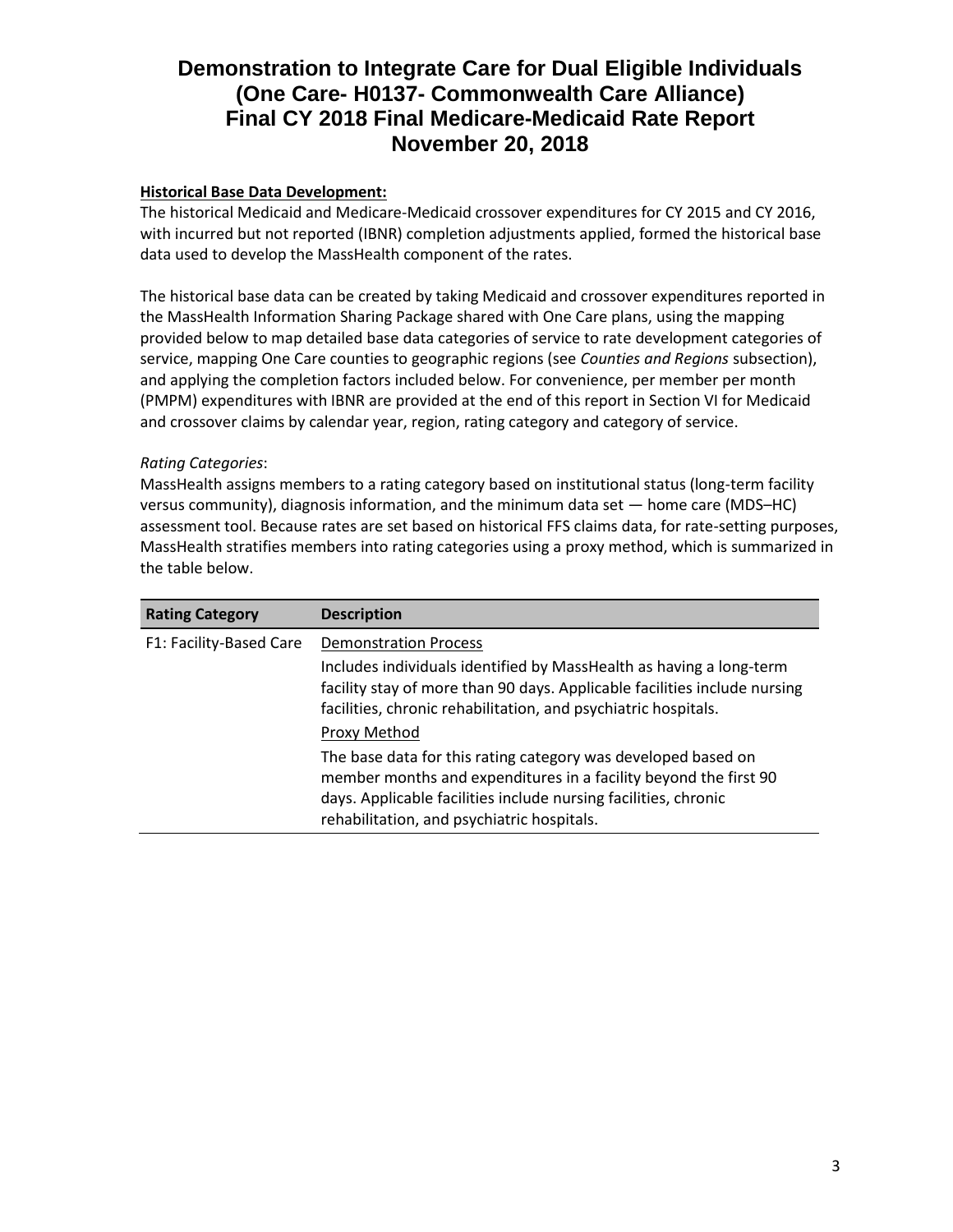# Demonstration to Integrate Care for Dual Eligible Individuals (One Care- H0137- Commonwealth Care Alliance) Final CY 2018 Final Medicare-Medicaid Rate Report November 20, 2018

**Historical Base Data Development:**

The historical Medicaid and Medicare-Medicaid crossover expenditures for CY 2015 and CY 2016, with incurred but not reported (IBNR) completion adjustments applied, formed the historical base data used to develop the MassHealth component of the rates.

The historical base data can be created by taking Medicaid and crossover expenditures reported in the MassHealth Information Sharing Package shared with One Care plans, using the mapping provided below to map detailed base data categories of service to rate development categories of service, mapping One Care counties to geographic regions (see *Counties and Regions* subsection), and applying the completion factors included below. For convenience, per member per month (PMPM) expenditures with IBNR are provided at the end of this report in Section VI for Medicaid and crossover claims by calendar year, region, rating category and category of service.

*Rating Categories*:

MassHealth assigns members to a rating category based on institutional status (long-term facility versus community), diagnosis information, and the minimum data set — home care (MDS–HC) assessment tool. Because rates are set based on historical FFS claims data, for rate-setting purposes, MassHealth stratifies members into rating categories using a proxy method, which is summarized in the table below.

| Rating Category | Description |
|---|---|
| F1: Facility-Based Care | Demonstration Process<br>Includes individuals identified by MassHealth as having a long-term facility stay of more than 90 days. Applicable facilities include nursing facilities, chronic rehabilitation, and psychiatric hospitals.<br>Proxy Method<br>The base data for this rating category was developed based on member months and expenditures in a facility beyond the first 90 days. Applicable facilities include nursing facilities, chronic rehabilitation, and psychiatric hospitals. |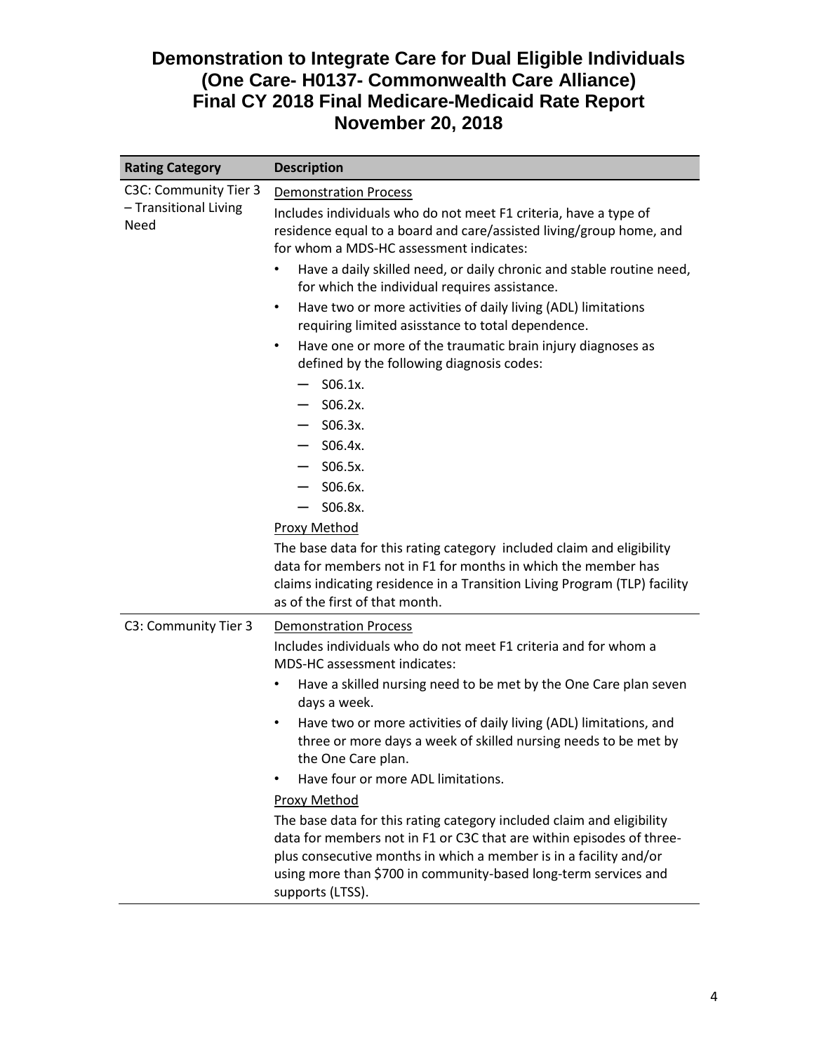# Demonstration to Integrate Care for Dual Eligible Individuals (One Care- H0137- Commonwealth Care Alliance) Final CY 2018 Final Medicare-Medicaid Rate Report November 20, 2018

| Rating Category | Description |
|---|---|
| C3C: Community Tier 3 – Transitional Living Need | <u>Demonstration Process</u><br>Includes individuals who do not meet F1 criteria, have a type of residence equal to a board and care/assisted living/group home, and for whom a MDS-HC assessment indicates:<br>• Have a daily skilled need, or daily chronic and stable routine need, for which the individual requires assistance.<br>• Have two or more activities of daily living (ADL) limitations requiring limited asisstance to total dependence.<br>• Have one or more of the traumatic brain injury diagnoses as defined by the following diagnosis codes:<br>— S06.1x.<br>— S06.2x.<br>— S06.3x.<br>— S06.4x.<br>— S06.5x.<br>— S06.6x.<br>— S06.8x.<br><u>Proxy Method</u><br>The base data for this rating category included claim and eligibility data for members not in F1 for months in which the member has claims indicating residence in a Transition Living Program (TLP) facility as of the first of that month. |
| C3: Community Tier 3 | <u>Demonstration Process</u><br>Includes individuals who do not meet F1 criteria and for whom a MDS-HC assessment indicates:<br>• Have a skilled nursing need to be met by the One Care plan seven days a week.<br>• Have two or more activities of daily living (ADL) limitations, and three or more days a week of skilled nursing needs to be met by the One Care plan.<br>• Have four or more ADL limitations.<br><u>Proxy Method</u><br>The base data for this rating category included claim and eligibility data for members not in F1 or C3C that are within episodes of three-plus consecutive months in which a member is in a facility and/or using more than $700 in community-based long-term services and supports (LTSS). |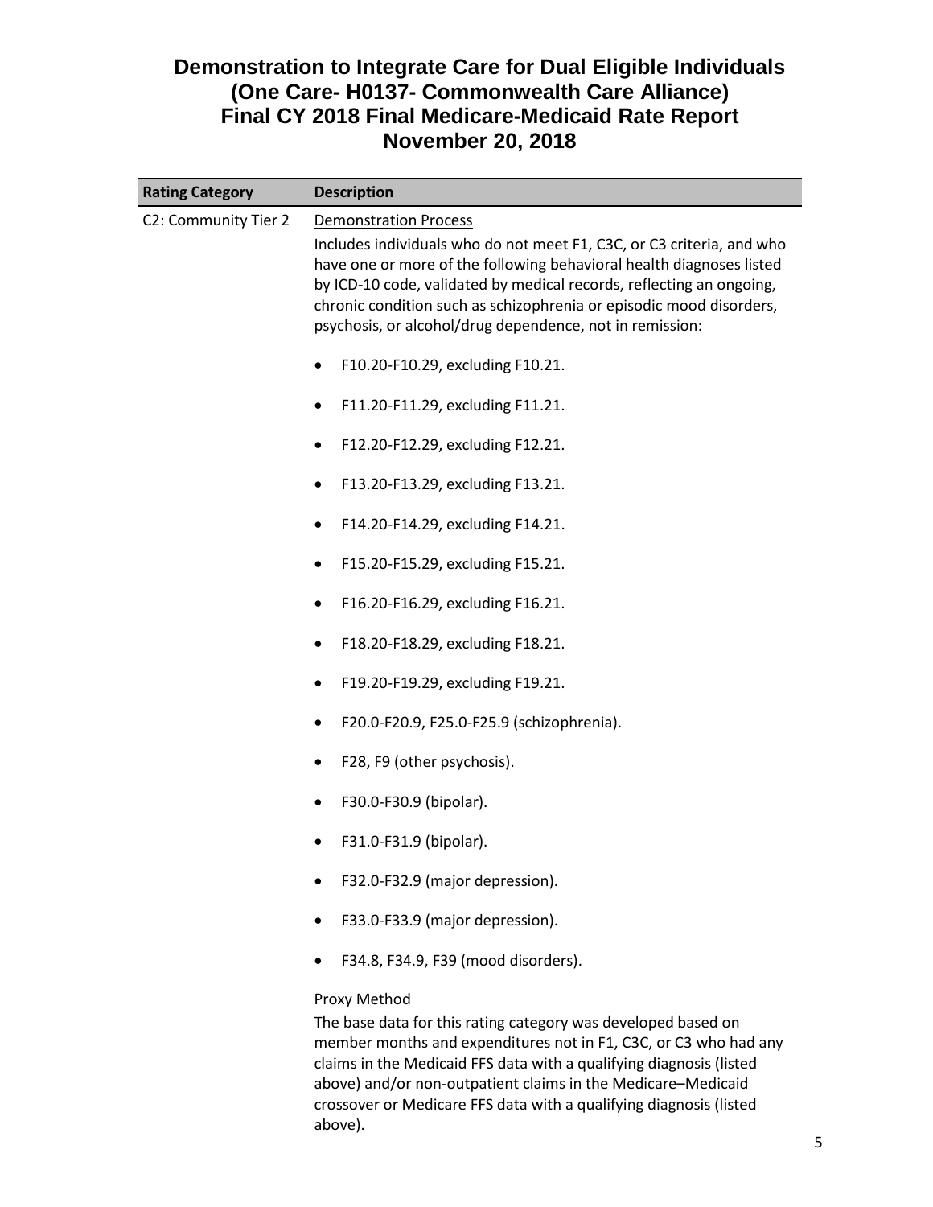# Demonstration to Integrate Care for Dual Eligible Individuals (One Care- H0137- Commonwealth Care Alliance) Final CY 2018 Final Medicare-Medicaid Rate Report November 20, 2018

| Rating Category | Description |
|---|---|
| C2: Community Tier 2 | Demonstration Process<br><br>Includes individuals who do not meet F1, C3C, or C3 criteria, and who have one or more of the following behavioral health diagnoses listed by ICD-10 code, validated by medical records, reflecting an ongoing, chronic condition such as schizophrenia or episodic mood disorders, psychosis, or alcohol/drug dependence, not in remission:<br><br>• F10.20-F10.29, excluding F10.21.<br>• F11.20-F11.29, excluding F11.21.<br>• F12.20-F12.29, excluding F12.21.<br>• F13.20-F13.29, excluding F13.21.<br>• F14.20-F14.29, excluding F14.21.<br>• F15.20-F15.29, excluding F15.21.<br>• F16.20-F16.29, excluding F16.21.<br>• F18.20-F18.29, excluding F18.21.<br>• F19.20-F19.29, excluding F19.21.<br>• F20.0-F20.9, F25.0-F25.9 (schizophrenia).<br>• F28, F9 (other psychosis).<br>• F30.0-F30.9 (bipolar).<br>• F31.0-F31.9 (bipolar).<br>• F32.0-F32.9 (major depression).<br>• F33.0-F33.9 (major depression).<br>• F34.8, F34.9, F39 (mood disorders).<br><br>Proxy Method<br><br>The base data for this rating category was developed based on member months and expenditures not in F1, C3C, or C3 who had any claims in the Medicaid FFS data with a qualifying diagnosis (listed above) and/or non-outpatient claims in the Medicare–Medicaid crossover or Medicare FFS data with a qualifying diagnosis (listed above). |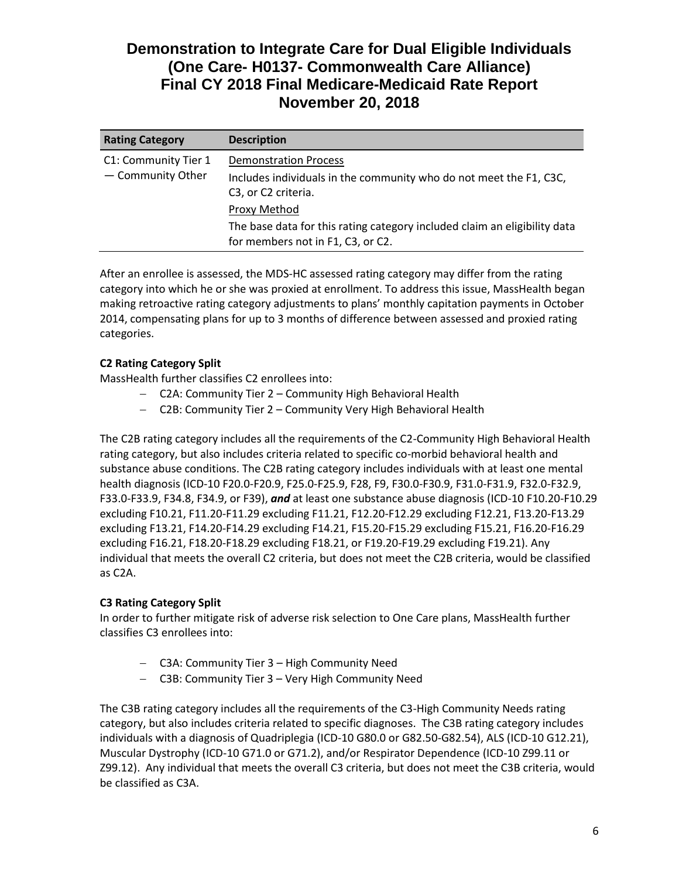# Demonstration to Integrate Care for Dual Eligible Individuals (One Care- H0137- Commonwealth Care Alliance) Final CY 2018 Final Medicare-Medicaid Rate Report November 20, 2018

| Rating Category | Description |
|---|---|
| C1: Community Tier 1 — Community Other | Demonstration Process<br>Includes individuals in the community who do not meet the F1, C3C, C3, or C2 criteria.<br>Proxy Method<br>The base data for this rating category included claim an eligibility data for members not in F1, C3, or C2. |

After an enrollee is assessed, the MDS-HC assessed rating category may differ from the rating category into which he or she was proxied at enrollment. To address this issue, MassHealth began making retroactive rating category adjustments to plans' monthly capitation payments in October 2014, compensating plans for up to 3 months of difference between assessed and proxied rating categories.

**C2 Rating Category Split**

MassHealth further classifies C2 enrollees into:

- C2A: Community Tier 2 – Community High Behavioral Health
- C2B: Community Tier 2 – Community Very High Behavioral Health

The C2B rating category includes all the requirements of the C2-Community High Behavioral Health rating category, but also includes criteria related to specific co-morbid behavioral health and substance abuse conditions. The C2B rating category includes individuals with at least one mental health diagnosis (ICD-10 F20.0-F20.9, F25.0-F25.9, F28, F9, F30.0-F30.9, F31.0-F31.9, F32.0-F32.9, F33.0-F33.9, F34.8, F34.9, or F39), ***and*** at least one substance abuse diagnosis (ICD-10 F10.20-F10.29 excluding F10.21, F11.20-F11.29 excluding F11.21, F12.20-F12.29 excluding F12.21, F13.20-F13.29 excluding F13.21, F14.20-F14.29 excluding F14.21, F15.20-F15.29 excluding F15.21, F16.20-F16.29 excluding F16.21, F18.20-F18.29 excluding F18.21, or F19.20-F19.29 excluding F19.21). Any individual that meets the overall C2 criteria, but does not meet the C2B criteria, would be classified as C2A.

**C3 Rating Category Split**

In order to further mitigate risk of adverse risk selection to One Care plans, MassHealth further classifies C3 enrollees into:

- C3A: Community Tier 3 – High Community Need
- C3B: Community Tier 3 – Very High Community Need

The C3B rating category includes all the requirements of the C3-High Community Needs rating category, but also includes criteria related to specific diagnoses. The C3B rating category includes individuals with a diagnosis of Quadriplegia (ICD-10 G80.0 or G82.50-G82.54), ALS (ICD-10 G12.21), Muscular Dystrophy (ICD-10 G71.0 or G71.2), and/or Respirator Dependence (ICD-10 Z99.11 or Z99.12). Any individual that meets the overall C3 criteria, but does not meet the C3B criteria, would be classified as C3A.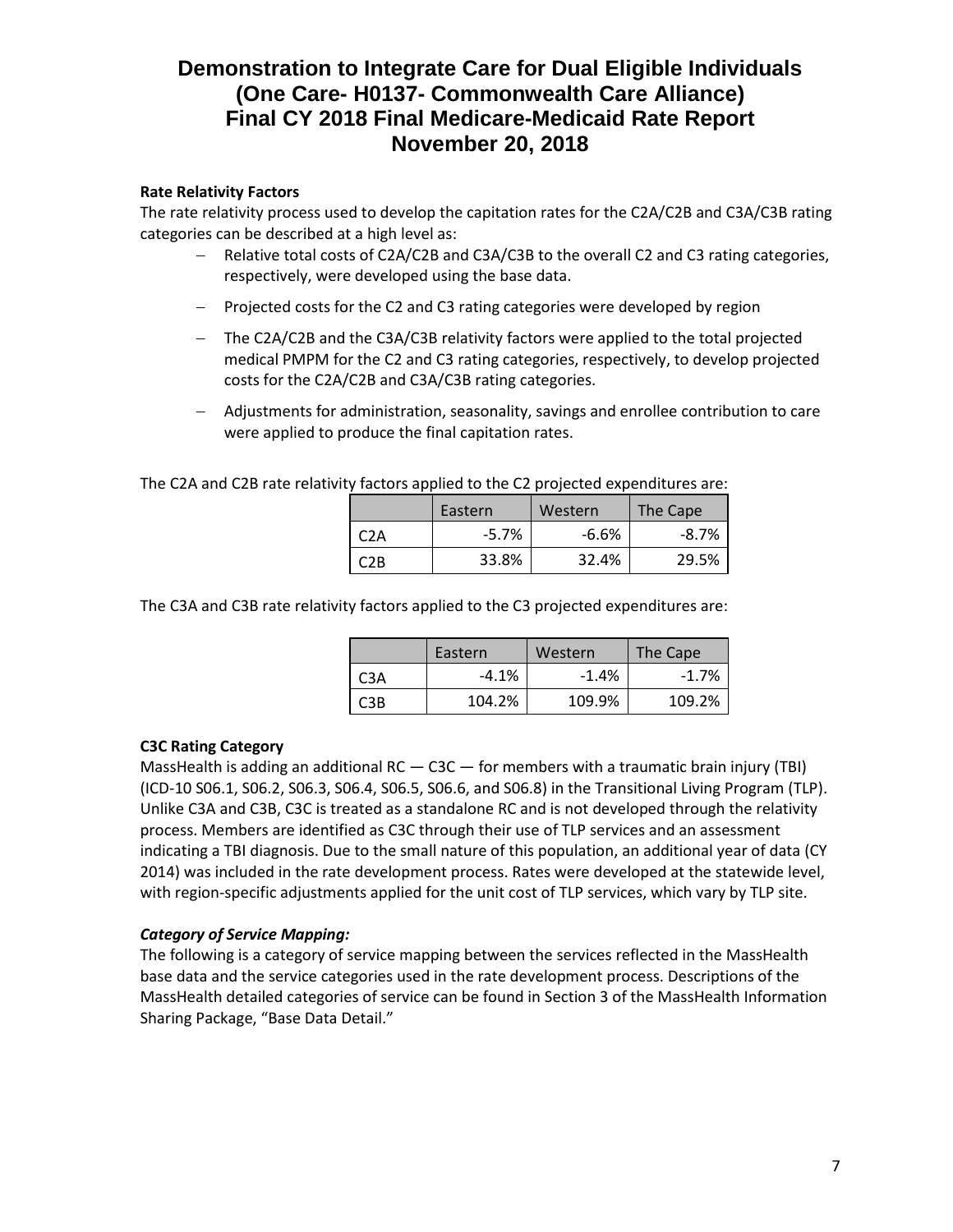# Demonstration to Integrate Care for Dual Eligible Individuals (One Care- H0137- Commonwealth Care Alliance) Final CY 2018 Final Medicare-Medicaid Rate Report November 20, 2018

**Rate Relativity Factors**

The rate relativity process used to develop the capitation rates for the C2A/C2B and C3A/C3B rating categories can be described at a high level as:

- Relative total costs of C2A/C2B and C3A/C3B to the overall C2 and C3 rating categories, respectively, were developed using the base data.
- Projected costs for the C2 and C3 rating categories were developed by region
- The C2A/C2B and the C3A/C3B relativity factors were applied to the total projected medical PMPM for the C2 and C3 rating categories, respectively, to develop projected costs for the C2A/C2B and C3A/C3B rating categories.
- Adjustments for administration, seasonality, savings and enrollee contribution to care were applied to produce the final capitation rates.

The C2A and C2B rate relativity factors applied to the C2 projected expenditures are:

| | Eastern | Western | The Cape |
|---|---|---|---|
| C2A | -5.7% | -6.6% | -8.7% |
| C2B | 33.8% | 32.4% | 29.5% |

The C3A and C3B rate relativity factors applied to the C3 projected expenditures are:

| | Eastern | Western | The Cape |
|---|---|---|---|
| C3A | -4.1% | -1.4% | -1.7% |
| C3B | 104.2% | 109.9% | 109.2% |

**C3C Rating Category**

MassHealth is adding an additional RC — C3C — for members with a traumatic brain injury (TBI) (ICD-10 S06.1, S06.2, S06.3, S06.4, S06.5, S06.6, and S06.8) in the Transitional Living Program (TLP). Unlike C3A and C3B, C3C is treated as a standalone RC and is not developed through the relativity process. Members are identified as C3C through their use of TLP services and an assessment indicating a TBI diagnosis. Due to the small nature of this population, an additional year of data (CY 2014) was included in the rate development process. Rates were developed at the statewide level, with region-specific adjustments applied for the unit cost of TLP services, which vary by TLP site.

***Category of Service Mapping:***

The following is a category of service mapping between the services reflected in the MassHealth base data and the service categories used in the rate development process. Descriptions of the MassHealth detailed categories of service can be found in Section 3 of the MassHealth Information Sharing Package, "Base Data Detail."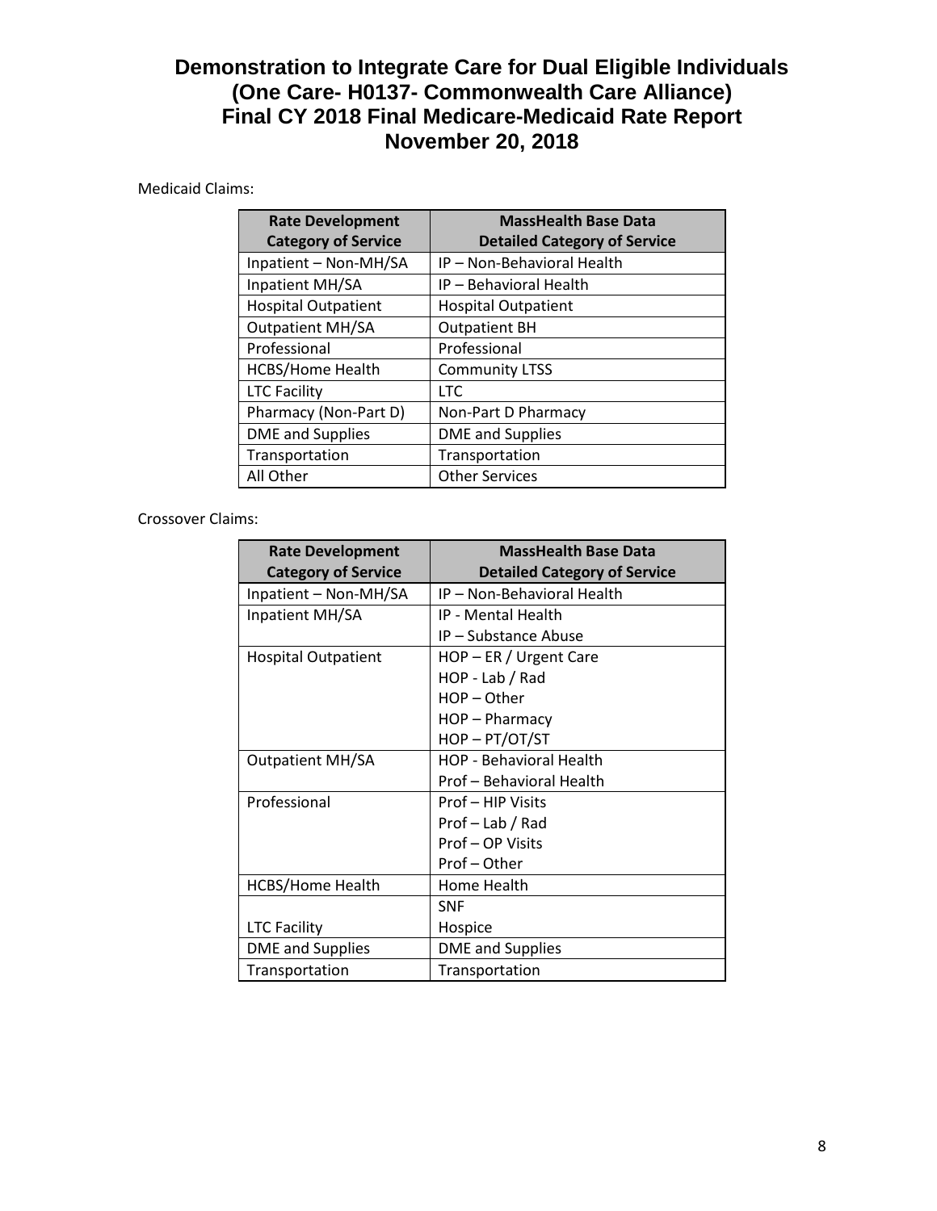# Demonstration to Integrate Care for Dual Eligible Individuals (One Care- H0137- Commonwealth Care Alliance) Final CY 2018 Final Medicare-Medicaid Rate Report November 20, 2018

Medicaid Claims:

| Rate Development Category of Service | MassHealth Base Data Detailed Category of Service |
|---|---|
| Inpatient – Non-MH/SA | IP – Non-Behavioral Health |
| Inpatient MH/SA | IP – Behavioral Health |
| Hospital Outpatient | Hospital Outpatient |
| Outpatient MH/SA | Outpatient BH |
| Professional | Professional |
| HCBS/Home Health | Community LTSS |
| LTC Facility | LTC |
| Pharmacy (Non-Part D) | Non-Part D Pharmacy |
| DME and Supplies | DME and Supplies |
| Transportation | Transportation |
| All Other | Other Services |

Crossover Claims:

| Rate Development Category of Service | MassHealth Base Data Detailed Category of Service |
|---|---|
| Inpatient – Non-MH/SA | IP – Non-Behavioral Health |
| Inpatient MH/SA | IP - Mental Health<br>IP – Substance Abuse |
| Hospital Outpatient | HOP – ER / Urgent Care<br>HOP - Lab / Rad<br>HOP – Other<br>HOP – Pharmacy<br>HOP – PT/OT/ST |
| Outpatient MH/SA | HOP - Behavioral Health<br>Prof – Behavioral Health |
| Professional | Prof – HIP Visits<br>Prof – Lab / Rad<br>Prof – OP Visits<br>Prof – Other |
| HCBS/Home Health | Home Health |
| LTC Facility | SNF<br>Hospice |
| DME and Supplies | DME and Supplies |
| Transportation | Transportation |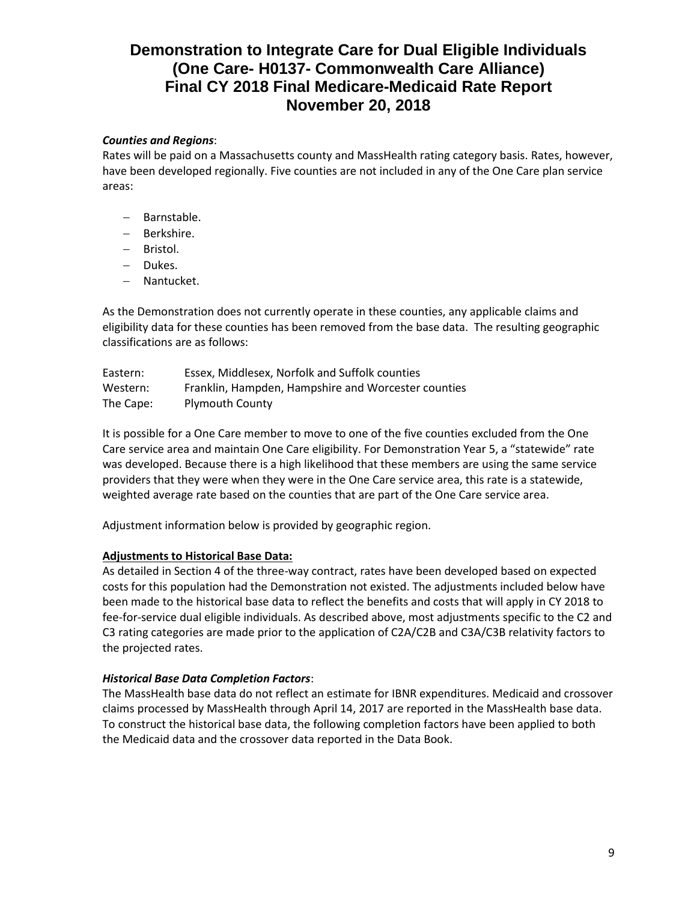***Counties and Regions***:

Rates will be paid on a Massachusetts county and MassHealth rating category basis. Rates, however, have been developed regionally. Five counties are not included in any of the One Care plan service areas:

- Barnstable.
- Berkshire.
- Bristol.
- Dukes.
- Nantucket.

As the Demonstration does not currently operate in these counties, any applicable claims and eligibility data for these counties has been removed from the base data. The resulting geographic classifications are as follows:

| | |
|---|---|
| Eastern: | Essex, Middlesex, Norfolk and Suffolk counties |
| Western: | Franklin, Hampden, Hampshire and Worcester counties |
| The Cape: | Plymouth County |

It is possible for a One Care member to move to one of the five counties excluded from the One Care service area and maintain One Care eligibility. For Demonstration Year 5, a "statewide" rate was developed. Because there is a high likelihood that these members are using the same service providers that they were when they were in the One Care service area, this rate is a statewide, weighted average rate based on the counties that are part of the One Care service area.

Adjustment information below is provided by geographic region.

**Adjustments to Historical Base Data:**

As detailed in Section 4 of the three-way contract, rates have been developed based on expected costs for this population had the Demonstration not existed. The adjustments included below have been made to the historical base data to reflect the benefits and costs that will apply in CY 2018 to fee-for-service dual eligible individuals. As described above, most adjustments specific to the C2 and C3 rating categories are made prior to the application of C2A/C2B and C3A/C3B relativity factors to the projected rates.

***Historical Base Data Completion Factors***:

The MassHealth base data do not reflect an estimate for IBNR expenditures. Medicaid and crossover claims processed by MassHealth through April 14, 2017 are reported in the MassHealth base data. To construct the historical base data, the following completion factors have been applied to both the Medicaid data and the crossover data reported in the Data Book.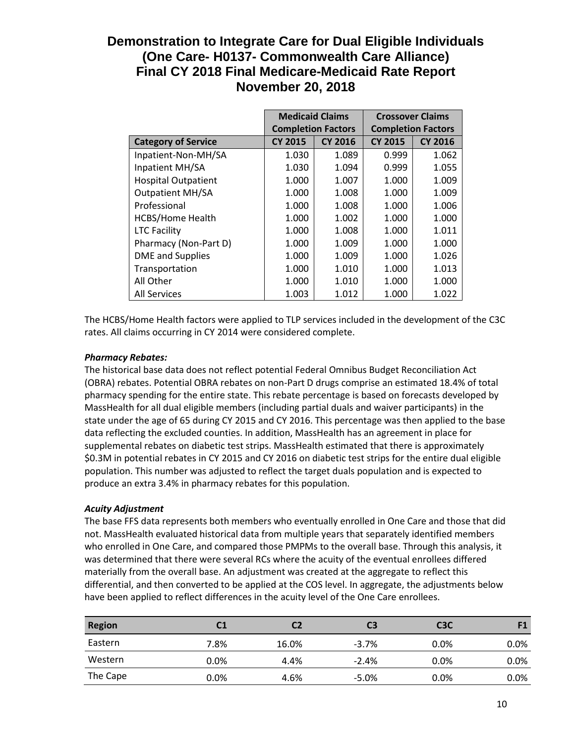# Demonstration to Integrate Care for Dual Eligible Individuals (One Care- H0137- Commonwealth Care Alliance) Final CY 2018 Final Medicare-Medicaid Rate Report November 20, 2018

| | Medicaid Claims Completion Factors | | Crossover Claims Completion Factors | |
|---|---|---|---|---|
| **Category of Service** | **CY 2015** | **CY 2016** | **CY 2015** | **CY 2016** |
| Inpatient-Non-MH/SA | 1.030 | 1.089 | 0.999 | 1.062 |
| Inpatient MH/SA | 1.030 | 1.094 | 0.999 | 1.055 |
| Hospital Outpatient | 1.000 | 1.007 | 1.000 | 1.009 |
| Outpatient MH/SA | 1.000 | 1.008 | 1.000 | 1.009 |
| Professional | 1.000 | 1.008 | 1.000 | 1.006 |
| HCBS/Home Health | 1.000 | 1.002 | 1.000 | 1.000 |
| LTC Facility | 1.000 | 1.008 | 1.000 | 1.011 |
| Pharmacy (Non-Part D) | 1.000 | 1.009 | 1.000 | 1.000 |
| DME and Supplies | 1.000 | 1.009 | 1.000 | 1.026 |
| Transportation | 1.000 | 1.010 | 1.000 | 1.013 |
| All Other | 1.000 | 1.010 | 1.000 | 1.000 |
| All Services | 1.003 | 1.012 | 1.000 | 1.022 |

The HCBS/Home Health factors were applied to TLP services included in the development of the C3C rates. All claims occurring in CY 2014 were considered complete.

***Pharmacy Rebates:***

The historical base data does not reflect potential Federal Omnibus Budget Reconciliation Act (OBRA) rebates. Potential OBRA rebates on non-Part D drugs comprise an estimated 18.4% of total pharmacy spending for the entire state. This rebate percentage is based on forecasts developed by MassHealth for all dual eligible members (including partial duals and waiver participants) in the state under the age of 65 during CY 2015 and CY 2016. This percentage was then applied to the base data reflecting the excluded counties. In addition, MassHealth has an agreement in place for supplemental rebates on diabetic test strips. MassHealth estimated that there is approximately \$0.3M in potential rebates in CY 2015 and CY 2016 on diabetic test strips for the entire dual eligible population. This number was adjusted to reflect the target duals population and is expected to produce an extra 3.4% in pharmacy rebates for this population.

***Acuity Adjustment***

The base FFS data represents both members who eventually enrolled in One Care and those that did not. MassHealth evaluated historical data from multiple years that separately identified members who enrolled in One Care, and compared those PMPMs to the overall base. Through this analysis, it was determined that there were several RCs where the acuity of the eventual enrollees differed materially from the overall base. An adjustment was created at the aggregate to reflect this differential, and then converted to be applied at the COS level. In aggregate, the adjustments below have been applied to reflect differences in the acuity level of the One Care enrollees.

| Region | C1 | C2 | C3 | C3C | F1 |
|---|---|---|---|---|---|
| Eastern | 7.8% | 16.0% | -3.7% | 0.0% | 0.0% |
| Western | 0.0% | 4.4% | -2.4% | 0.0% | 0.0% |
| The Cape | 0.0% | 4.6% | -5.0% | 0.0% | 0.0% |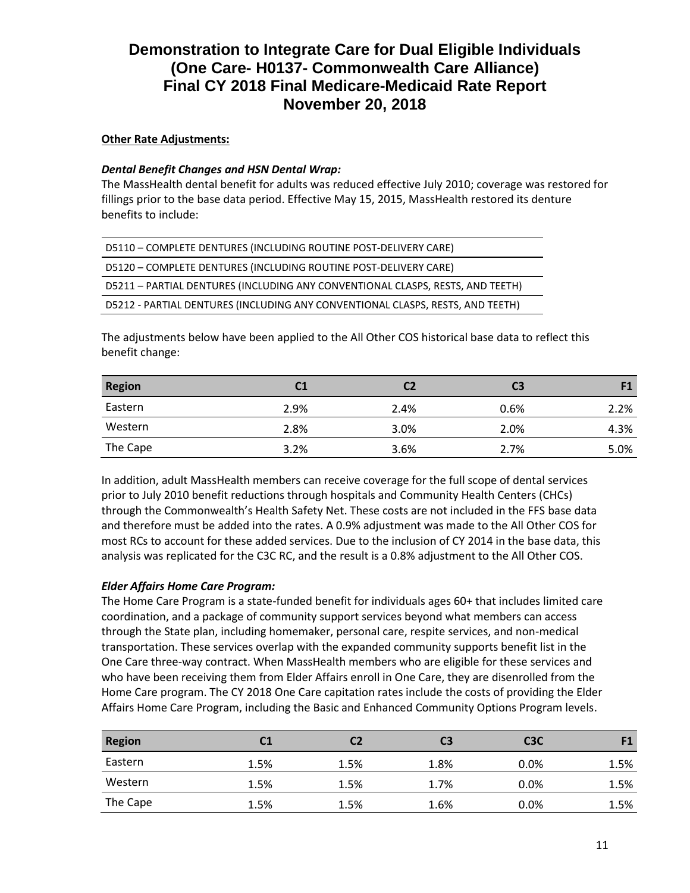**Other Rate Adjustments:**

***Dental Benefit Changes and HSN Dental Wrap:***

The MassHealth dental benefit for adults was reduced effective July 2010; coverage was restored for fillings prior to the base data period. Effective May 15, 2015, MassHealth restored its denture benefits to include:

| |
|---|
| D5110 – COMPLETE DENTURES (INCLUDING ROUTINE POST-DELIVERY CARE) |
| D5120 – COMPLETE DENTURES (INCLUDING ROUTINE POST-DELIVERY CARE) |
| D5211 – PARTIAL DENTURES (INCLUDING ANY CONVENTIONAL CLASPS, RESTS, AND TEETH) |
| D5212 - PARTIAL DENTURES (INCLUDING ANY CONVENTIONAL CLASPS, RESTS, AND TEETH) |

The adjustments below have been applied to the All Other COS historical base data to reflect this benefit change:

| Region | C1 | C2 | C3 | F1 |
|---|---|---|---|---|
| Eastern | 2.9% | 2.4% | 0.6% | 2.2% |
| Western | 2.8% | 3.0% | 2.0% | 4.3% |
| The Cape | 3.2% | 3.6% | 2.7% | 5.0% |

In addition, adult MassHealth members can receive coverage for the full scope of dental services prior to July 2010 benefit reductions through hospitals and Community Health Centers (CHCs) through the Commonwealth's Health Safety Net. These costs are not included in the FFS base data and therefore must be added into the rates. A 0.9% adjustment was made to the All Other COS for most RCs to account for these added services. Due to the inclusion of CY 2014 in the base data, this analysis was replicated for the C3C RC, and the result is a 0.8% adjustment to the All Other COS.

***Elder Affairs Home Care Program:***

The Home Care Program is a state-funded benefit for individuals ages 60+ that includes limited care coordination, and a package of community support services beyond what members can access through the State plan, including homemaker, personal care, respite services, and non-medical transportation. These services overlap with the expanded community supports benefit list in the One Care three-way contract. When MassHealth members who are eligible for these services and who have been receiving them from Elder Affairs enroll in One Care, they are disenrolled from the Home Care program. The CY 2018 One Care capitation rates include the costs of providing the Elder Affairs Home Care Program, including the Basic and Enhanced Community Options Program levels.

| Region | C1 | C2 | C3 | C3C | F1 |
|---|---|---|---|---|---|
| Eastern | 1.5% | 1.5% | 1.8% | 0.0% | 1.5% |
| Western | 1.5% | 1.5% | 1.7% | 0.0% | 1.5% |
| The Cape | 1.5% | 1.5% | 1.6% | 0.0% | 1.5% |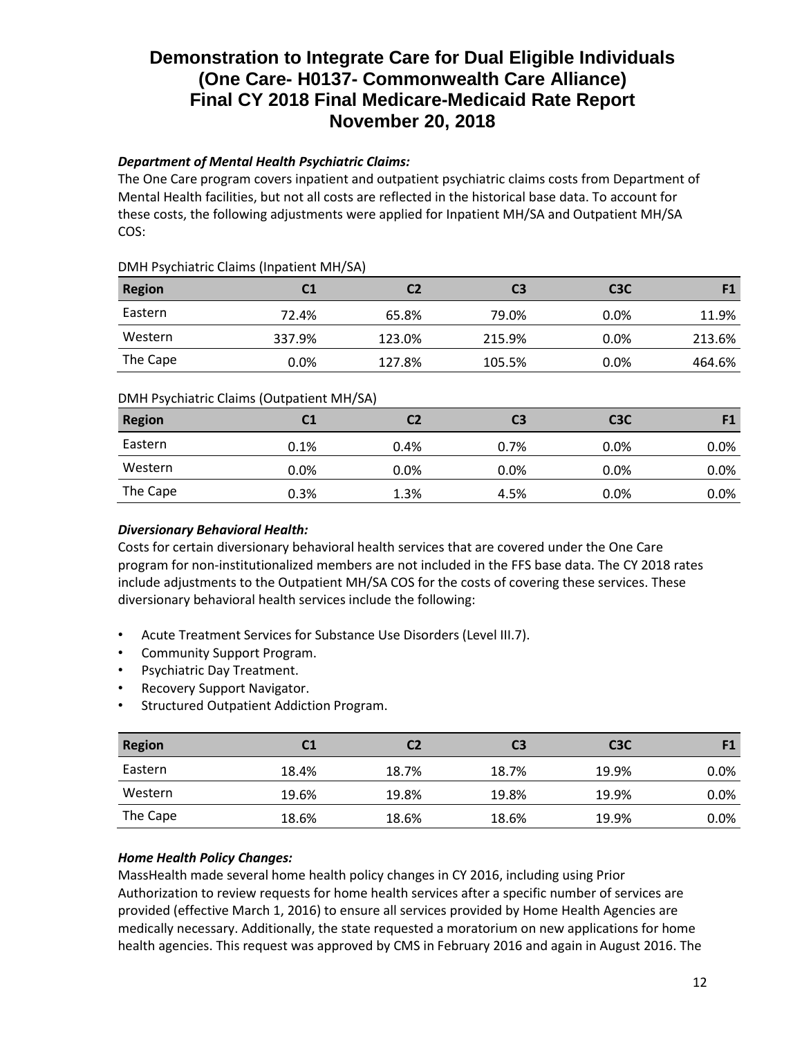### *Department of Mental Health Psychiatric Claims:*

The One Care program covers inpatient and outpatient psychiatric claims costs from Department of Mental Health facilities, but not all costs are reflected in the historical base data. To account for these costs, the following adjustments were applied for Inpatient MH/SA and Outpatient MH/SA COS:

DMH Psychiatric Claims (Inpatient MH/SA)

| Region | C1 | C2 | C3 | C3C | F1 |
|---|---|---|---|---|---|
| Eastern | 72.4% | 65.8% | 79.0% | 0.0% | 11.9% |
| Western | 337.9% | 123.0% | 215.9% | 0.0% | 213.6% |
| The Cape | 0.0% | 127.8% | 105.5% | 0.0% | 464.6% |

DMH Psychiatric Claims (Outpatient MH/SA)

| Region | C1 | C2 | C3 | C3C | F1 |
|---|---|---|---|---|---|
| Eastern | 0.1% | 0.4% | 0.7% | 0.0% | 0.0% |
| Western | 0.0% | 0.0% | 0.0% | 0.0% | 0.0% |
| The Cape | 0.3% | 1.3% | 4.5% | 0.0% | 0.0% |

### *Diversionary Behavioral Health:*

Costs for certain diversionary behavioral health services that are covered under the One Care program for non-institutionalized members are not included in the FFS base data. The CY 2018 rates include adjustments to the Outpatient MH/SA COS for the costs of covering these services. These diversionary behavioral health services include the following:

- Acute Treatment Services for Substance Use Disorders (Level III.7).
- Community Support Program.
- Psychiatric Day Treatment.
- Recovery Support Navigator.
- Structured Outpatient Addiction Program.

| Region | C1 | C2 | C3 | C3C | F1 |
|---|---|---|---|---|---|
| Eastern | 18.4% | 18.7% | 18.7% | 19.9% | 0.0% |
| Western | 19.6% | 19.8% | 19.8% | 19.9% | 0.0% |
| The Cape | 18.6% | 18.6% | 18.6% | 19.9% | 0.0% |

### *Home Health Policy Changes:*

MassHealth made several home health policy changes in CY 2016, including using Prior Authorization to review requests for home health services after a specific number of services are provided (effective March 1, 2016) to ensure all services provided by Home Health Agencies are medically necessary. Additionally, the state requested a moratorium on new applications for home health agencies. This request was approved by CMS in February 2016 and again in August 2016. The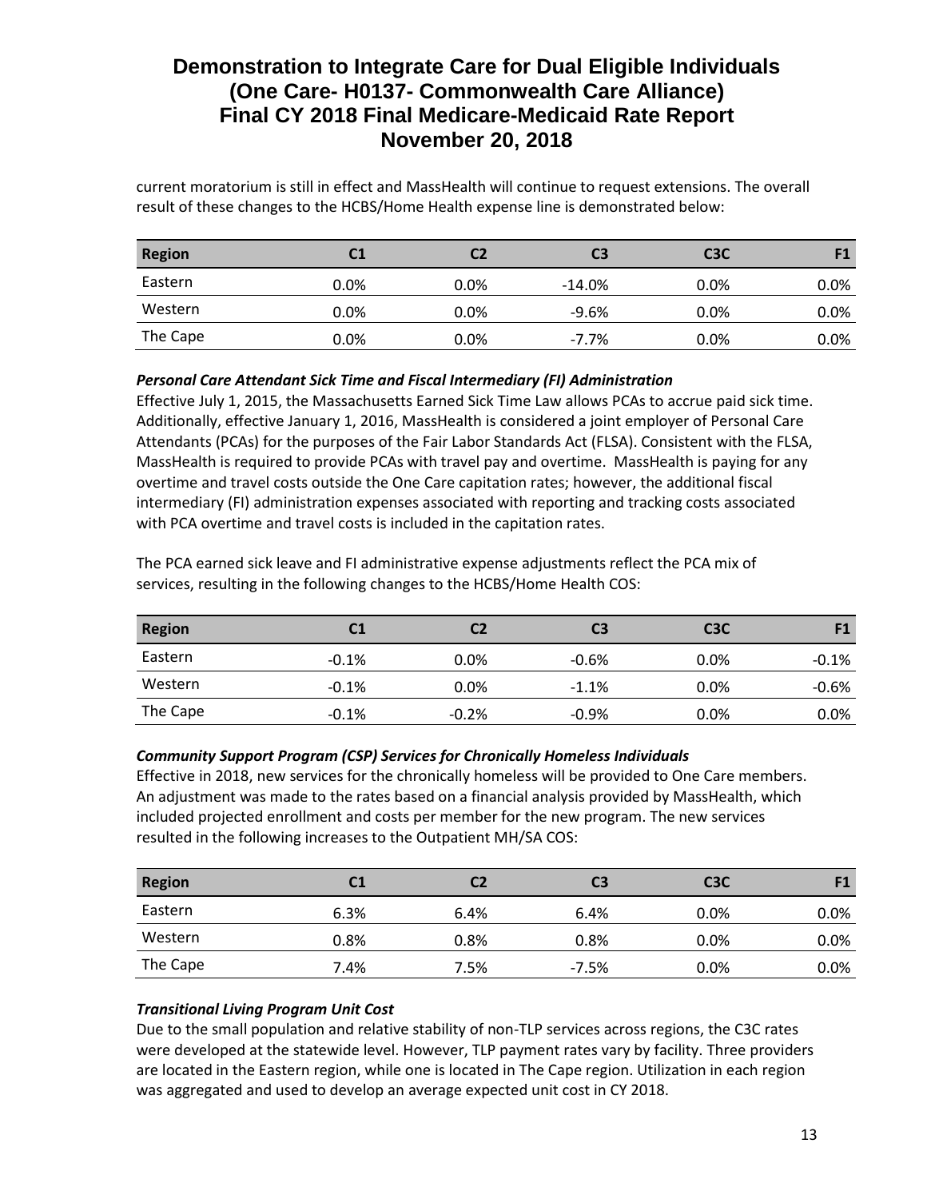current moratorium is still in effect and MassHealth will continue to request extensions. The overall result of these changes to the HCBS/Home Health expense line is demonstrated below:

| Region | C1 | C2 | C3 | C3C | F1 |
|---|---|---|---|---|---|
| Eastern | 0.0% | 0.0% | -14.0% | 0.0% | 0.0% |
| Western | 0.0% | 0.0% | -9.6% | 0.0% | 0.0% |
| The Cape | 0.0% | 0.0% | -7.7% | 0.0% | 0.0% |

### *Personal Care Attendant Sick Time and Fiscal Intermediary (FI) Administration*

Effective July 1, 2015, the Massachusetts Earned Sick Time Law allows PCAs to accrue paid sick time. Additionally, effective January 1, 2016, MassHealth is considered a joint employer of Personal Care Attendants (PCAs) for the purposes of the Fair Labor Standards Act (FLSA). Consistent with the FLSA, MassHealth is required to provide PCAs with travel pay and overtime. MassHealth is paying for any overtime and travel costs outside the One Care capitation rates; however, the additional fiscal intermediary (FI) administration expenses associated with reporting and tracking costs associated with PCA overtime and travel costs is included in the capitation rates.

The PCA earned sick leave and FI administrative expense adjustments reflect the PCA mix of services, resulting in the following changes to the HCBS/Home Health COS:

| Region | C1 | C2 | C3 | C3C | F1 |
|---|---|---|---|---|---|
| Eastern | -0.1% | 0.0% | -0.6% | 0.0% | -0.1% |
| Western | -0.1% | 0.0% | -1.1% | 0.0% | -0.6% |
| The Cape | -0.1% | -0.2% | -0.9% | 0.0% | 0.0% |

### *Community Support Program (CSP) Services for Chronically Homeless Individuals*

Effective in 2018, new services for the chronically homeless will be provided to One Care members. An adjustment was made to the rates based on a financial analysis provided by MassHealth, which included projected enrollment and costs per member for the new program. The new services resulted in the following increases to the Outpatient MH/SA COS:

| Region | C1 | C2 | C3 | C3C | F1 |
|---|---|---|---|---|---|
| Eastern | 6.3% | 6.4% | 6.4% | 0.0% | 0.0% |
| Western | 0.8% | 0.8% | 0.8% | 0.0% | 0.0% |
| The Cape | 7.4% | 7.5% | -7.5% | 0.0% | 0.0% |

### *Transitional Living Program Unit Cost*

Due to the small population and relative stability of non-TLP services across regions, the C3C rates were developed at the statewide level. However, TLP payment rates vary by facility. Three providers are located in the Eastern region, while one is located in The Cape region. Utilization in each region was aggregated and used to develop an average expected unit cost in CY 2018.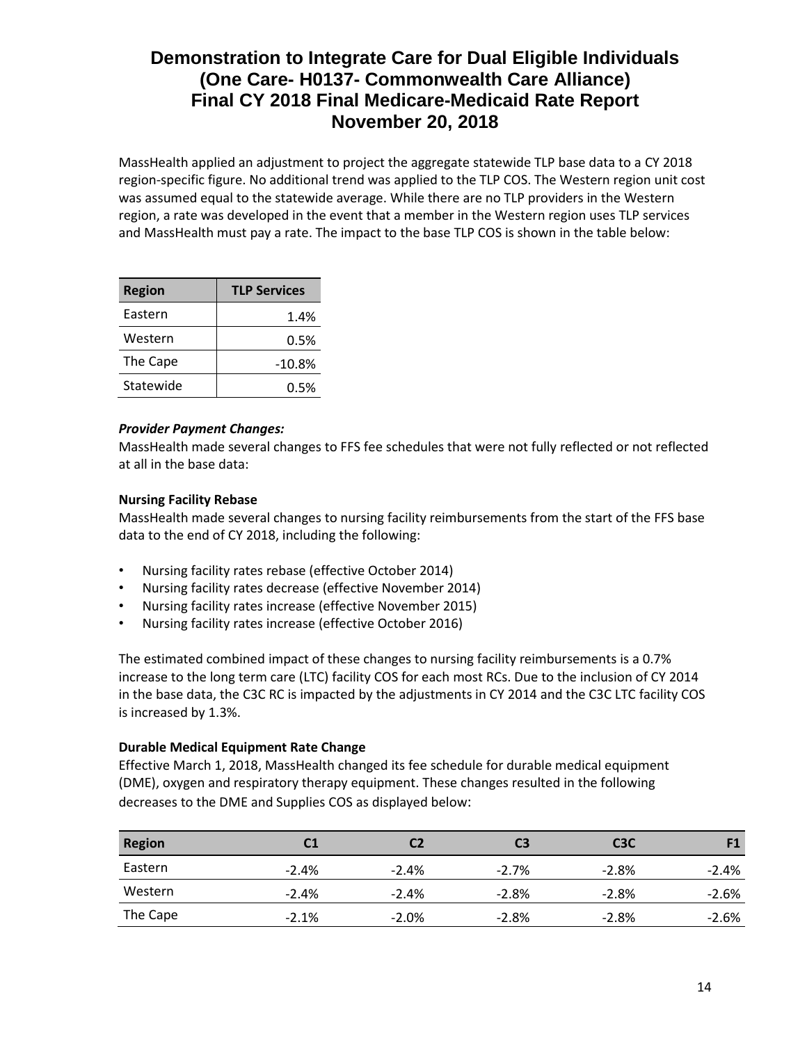MassHealth applied an adjustment to project the aggregate statewide TLP base data to a CY 2018 region-specific figure. No additional trend was applied to the TLP COS. The Western region unit cost was assumed equal to the statewide average. While there are no TLP providers in the Western region, a rate was developed in the event that a member in the Western region uses TLP services and MassHealth must pay a rate. The impact to the base TLP COS is shown in the table below:

| Region | TLP Services |
|---|---|
| Eastern | 1.4% |
| Western | 0.5% |
| The Cape | -10.8% |
| Statewide | 0.5% |

***Provider Payment Changes:***

MassHealth made several changes to FFS fee schedules that were not fully reflected or not reflected at all in the base data:

**Nursing Facility Rebase**

MassHealth made several changes to nursing facility reimbursements from the start of the FFS base data to the end of CY 2018, including the following:

- Nursing facility rates rebase (effective October 2014)
- Nursing facility rates decrease (effective November 2014)
- Nursing facility rates increase (effective November 2015)
- Nursing facility rates increase (effective October 2016)

The estimated combined impact of these changes to nursing facility reimbursements is a 0.7% increase to the long term care (LTC) facility COS for each most RCs. Due to the inclusion of CY 2014 in the base data, the C3C RC is impacted by the adjustments in CY 2014 and the C3C LTC facility COS is increased by 1.3%.

**Durable Medical Equipment Rate Change**

Effective March 1, 2018, MassHealth changed its fee schedule for durable medical equipment (DME), oxygen and respiratory therapy equipment. These changes resulted in the following decreases to the DME and Supplies COS as displayed below:

| Region | C1 | C2 | C3 | C3C | F1 |
|---|---|---|---|---|---|
| Eastern | -2.4% | -2.4% | -2.7% | -2.8% | -2.4% |
| Western | -2.4% | -2.4% | -2.8% | -2.8% | -2.6% |
| The Cape | -2.1% | -2.0% | -2.8% | -2.8% | -2.6% |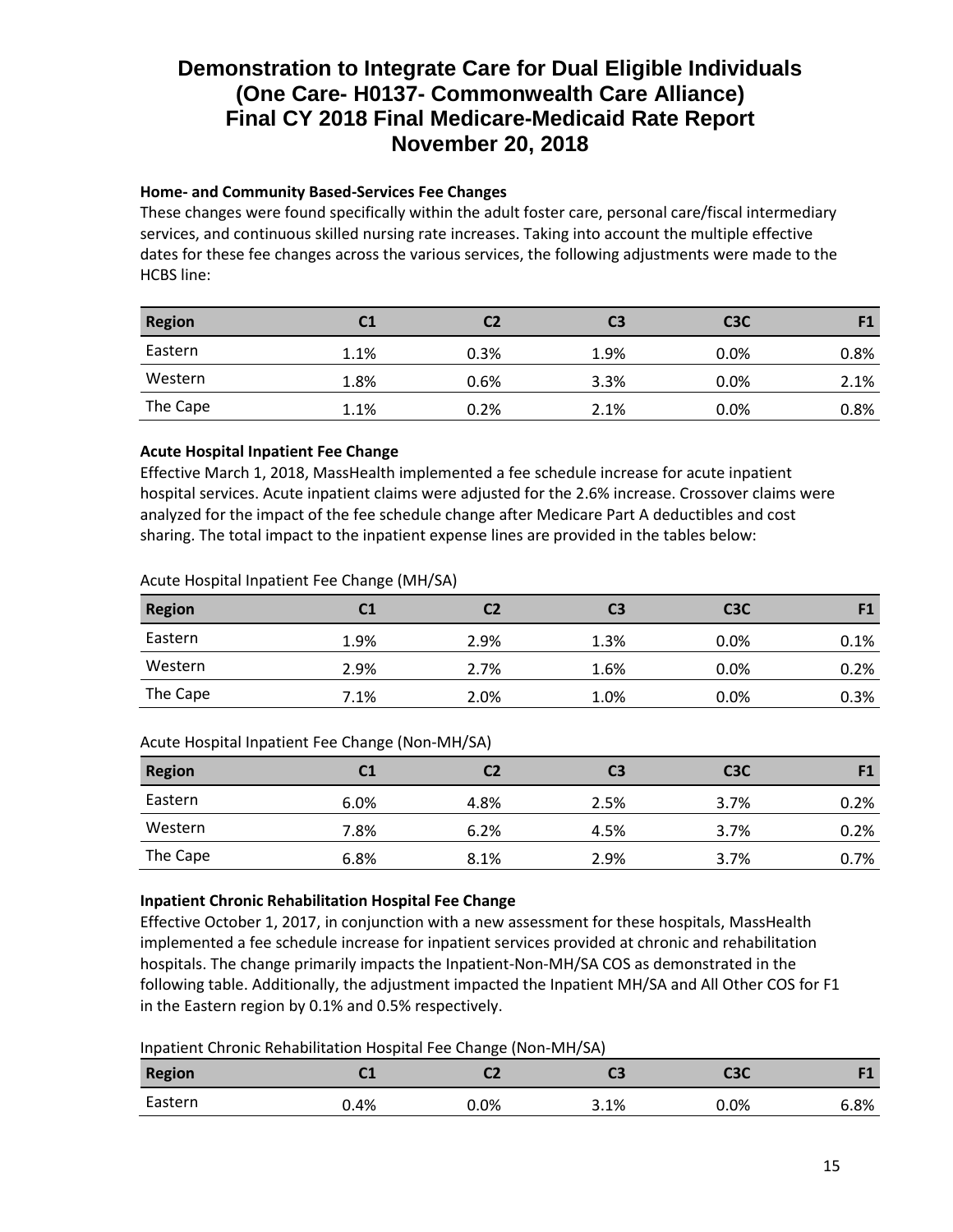### Home- and Community Based-Services Fee Changes

These changes were found specifically within the adult foster care, personal care/fiscal intermediary services, and continuous skilled nursing rate increases. Taking into account the multiple effective dates for these fee changes across the various services, the following adjustments were made to the HCBS line:

| Region | C1 | C2 | C3 | C3C | F1 |
|---|---|---|---|---|---|
| Eastern | 1.1% | 0.3% | 1.9% | 0.0% | 0.8% |
| Western | 1.8% | 0.6% | 3.3% | 0.0% | 2.1% |
| The Cape | 1.1% | 0.2% | 2.1% | 0.0% | 0.8% |

### Acute Hospital Inpatient Fee Change

Effective March 1, 2018, MassHealth implemented a fee schedule increase for acute inpatient hospital services. Acute inpatient claims were adjusted for the 2.6% increase. Crossover claims were analyzed for the impact of the fee schedule change after Medicare Part A deductibles and cost sharing. The total impact to the inpatient expense lines are provided in the tables below:

Acute Hospital Inpatient Fee Change (MH/SA)

| Region | C1 | C2 | C3 | C3C | F1 |
|---|---|---|---|---|---|
| Eastern | 1.9% | 2.9% | 1.3% | 0.0% | 0.1% |
| Western | 2.9% | 2.7% | 1.6% | 0.0% | 0.2% |
| The Cape | 7.1% | 2.0% | 1.0% | 0.0% | 0.3% |

Acute Hospital Inpatient Fee Change (Non-MH/SA)

| Region | C1 | C2 | C3 | C3C | F1 |
|---|---|---|---|---|---|
| Eastern | 6.0% | 4.8% | 2.5% | 3.7% | 0.2% |
| Western | 7.8% | 6.2% | 4.5% | 3.7% | 0.2% |
| The Cape | 6.8% | 8.1% | 2.9% | 3.7% | 0.7% |

### Inpatient Chronic Rehabilitation Hospital Fee Change

Effective October 1, 2017, in conjunction with a new assessment for these hospitals, MassHealth implemented a fee schedule increase for inpatient services provided at chronic and rehabilitation hospitals. The change primarily impacts the Inpatient-Non-MH/SA COS as demonstrated in the following table. Additionally, the adjustment impacted the Inpatient MH/SA and All Other COS for F1 in the Eastern region by 0.1% and 0.5% respectively.

Inpatient Chronic Rehabilitation Hospital Fee Change (Non-MH/SA)

| Region | C1 | C2 | C3 | C3C | F1 |
|---|---|---|---|---|---|
| Eastern | 0.4% | 0.0% | 3.1% | 0.0% | 6.8% |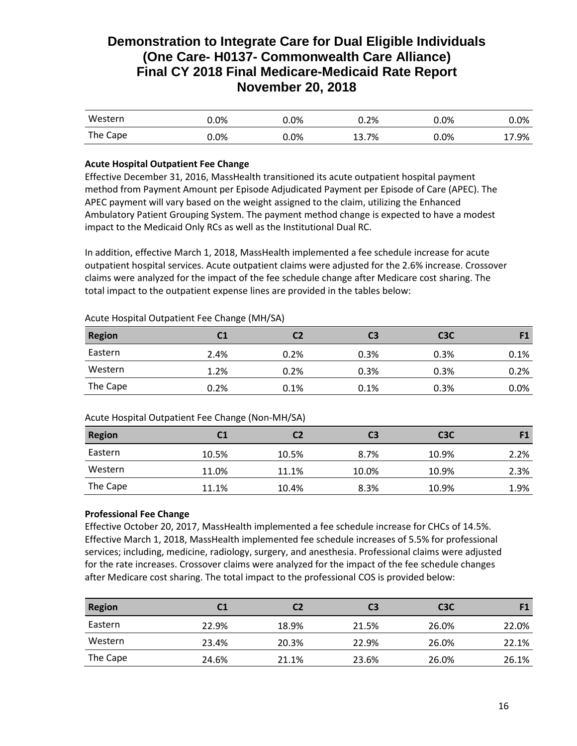| Western | 0.0% | 0.0% | 0.2% | 0.0% | 0.0% |
|---|---|---|---|---|---|
| The Cape | 0.0% | 0.0% | 13.7% | 0.0% | 17.9% |

**Acute Hospital Outpatient Fee Change**

Effective December 31, 2016, MassHealth transitioned its acute outpatient hospital payment method from Payment Amount per Episode Adjudicated Payment per Episode of Care (APEC). The APEC payment will vary based on the weight assigned to the claim, utilizing the Enhanced Ambulatory Patient Grouping System. The payment method change is expected to have a modest impact to the Medicaid Only RCs as well as the Institutional Dual RC.

In addition, effective March 1, 2018, MassHealth implemented a fee schedule increase for acute outpatient hospital services. Acute outpatient claims were adjusted for the 2.6% increase. Crossover claims were analyzed for the impact of the fee schedule change after Medicare cost sharing. The total impact to the outpatient expense lines are provided in the tables below:

Acute Hospital Outpatient Fee Change (MH/SA)

| Region | C1 | C2 | C3 | C3C | F1 |
|---|---|---|---|---|---|
| Eastern | 2.4% | 0.2% | 0.3% | 0.3% | 0.1% |
| Western | 1.2% | 0.2% | 0.3% | 0.3% | 0.2% |
| The Cape | 0.2% | 0.1% | 0.1% | 0.3% | 0.0% |

Acute Hospital Outpatient Fee Change (Non-MH/SA)

| Region | C1 | C2 | C3 | C3C | F1 |
|---|---|---|---|---|---|
| Eastern | 10.5% | 10.5% | 8.7% | 10.9% | 2.2% |
| Western | 11.0% | 11.1% | 10.0% | 10.9% | 2.3% |
| The Cape | 11.1% | 10.4% | 8.3% | 10.9% | 1.9% |

**Professional Fee Change**

Effective October 20, 2017, MassHealth implemented a fee schedule increase for CHCs of 14.5%. Effective March 1, 2018, MassHealth implemented fee schedule increases of 5.5% for professional services; including, medicine, radiology, surgery, and anesthesia. Professional claims were adjusted for the rate increases. Crossover claims were analyzed for the impact of the fee schedule changes after Medicare cost sharing. The total impact to the professional COS is provided below:

| Region | C1 | C2 | C3 | C3C | F1 |
|---|---|---|---|---|---|
| Eastern | 22.9% | 18.9% | 21.5% | 26.0% | 22.0% |
| Western | 23.4% | 20.3% | 22.9% | 26.0% | 22.1% |
| The Cape | 24.6% | 21.1% | 23.6% | 26.0% | 26.1% |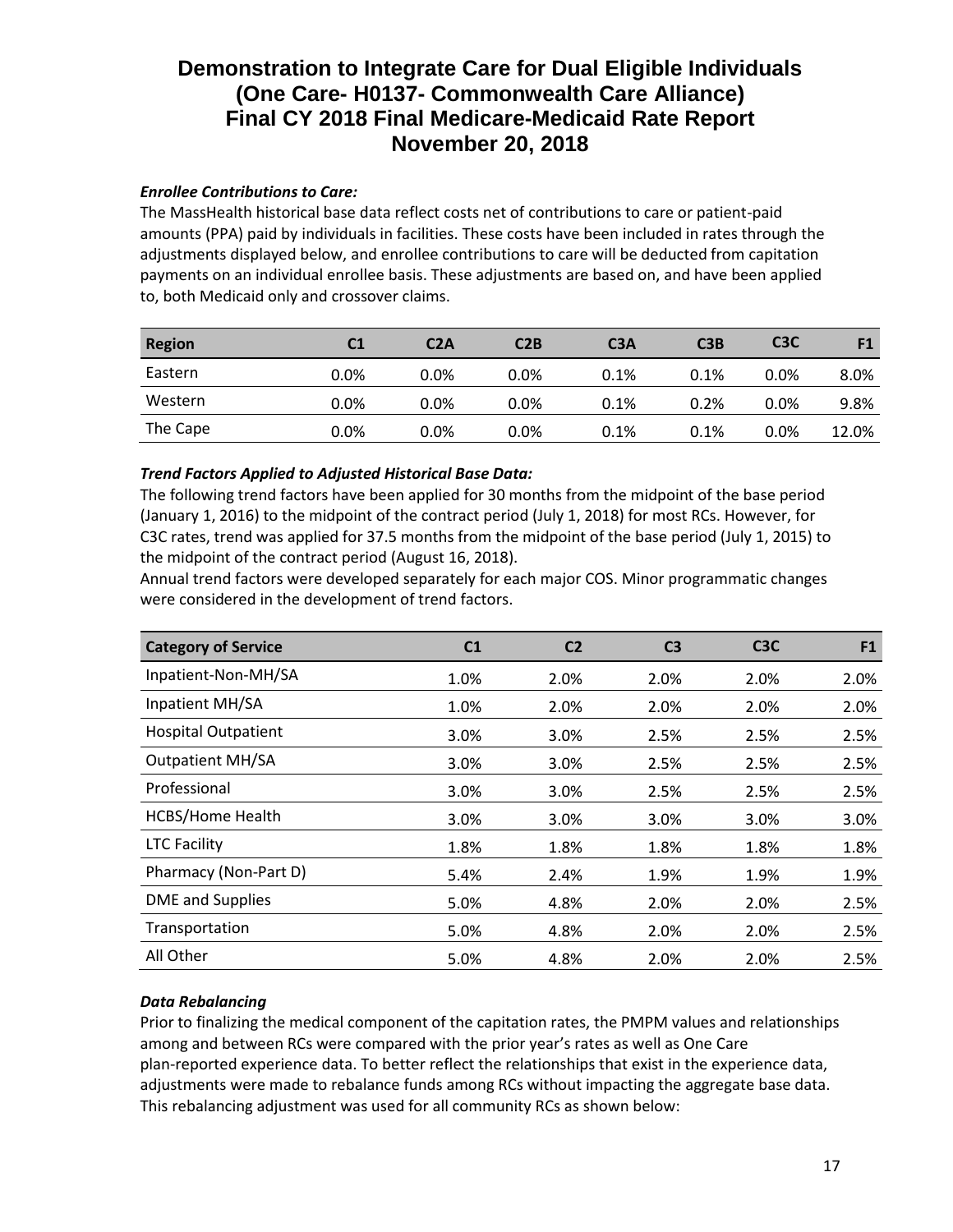# Demonstration to Integrate Care for Dual Eligible Individuals (One Care- H0137- Commonwealth Care Alliance) Final CY 2018 Final Medicare-Medicaid Rate Report November 20, 2018

***Enrollee Contributions to Care:***

The MassHealth historical base data reflect costs net of contributions to care or patient-paid amounts (PPA) paid by individuals in facilities. These costs have been included in rates through the adjustments displayed below, and enrollee contributions to care will be deducted from capitation payments on an individual enrollee basis. These adjustments are based on, and have been applied to, both Medicaid only and crossover claims.

| Region | C1 | C2A | C2B | C3A | C3B | C3C | F1 |
|---|---|---|---|---|---|---|---|
| Eastern | 0.0% | 0.0% | 0.0% | 0.1% | 0.1% | 0.0% | 8.0% |
| Western | 0.0% | 0.0% | 0.0% | 0.1% | 0.2% | 0.0% | 9.8% |
| The Cape | 0.0% | 0.0% | 0.0% | 0.1% | 0.1% | 0.0% | 12.0% |

***Trend Factors Applied to Adjusted Historical Base Data:***

The following trend factors have been applied for 30 months from the midpoint of the base period (January 1, 2016) to the midpoint of the contract period (July 1, 2018) for most RCs. However, for C3C rates, trend was applied for 37.5 months from the midpoint of the base period (July 1, 2015) to the midpoint of the contract period (August 16, 2018).

Annual trend factors were developed separately for each major COS. Minor programmatic changes were considered in the development of trend factors.

| Category of Service | C1 | C2 | C3 | C3C | F1 |
|---|---|---|---|---|---|
| Inpatient-Non-MH/SA | 1.0% | 2.0% | 2.0% | 2.0% | 2.0% |
| Inpatient MH/SA | 1.0% | 2.0% | 2.0% | 2.0% | 2.0% |
| Hospital Outpatient | 3.0% | 3.0% | 2.5% | 2.5% | 2.5% |
| Outpatient MH/SA | 3.0% | 3.0% | 2.5% | 2.5% | 2.5% |
| Professional | 3.0% | 3.0% | 2.5% | 2.5% | 2.5% |
| HCBS/Home Health | 3.0% | 3.0% | 3.0% | 3.0% | 3.0% |
| LTC Facility | 1.8% | 1.8% | 1.8% | 1.8% | 1.8% |
| Pharmacy (Non-Part D) | 5.4% | 2.4% | 1.9% | 1.9% | 1.9% |
| DME and Supplies | 5.0% | 4.8% | 2.0% | 2.0% | 2.5% |
| Transportation | 5.0% | 4.8% | 2.0% | 2.0% | 2.5% |
| All Other | 5.0% | 4.8% | 2.0% | 2.0% | 2.5% |

***Data Rebalancing***

Prior to finalizing the medical component of the capitation rates, the PMPM values and relationships among and between RCs were compared with the prior year's rates as well as One Care plan-reported experience data. To better reflect the relationships that exist in the experience data, adjustments were made to rebalance funds among RCs without impacting the aggregate base data. This rebalancing adjustment was used for all community RCs as shown below: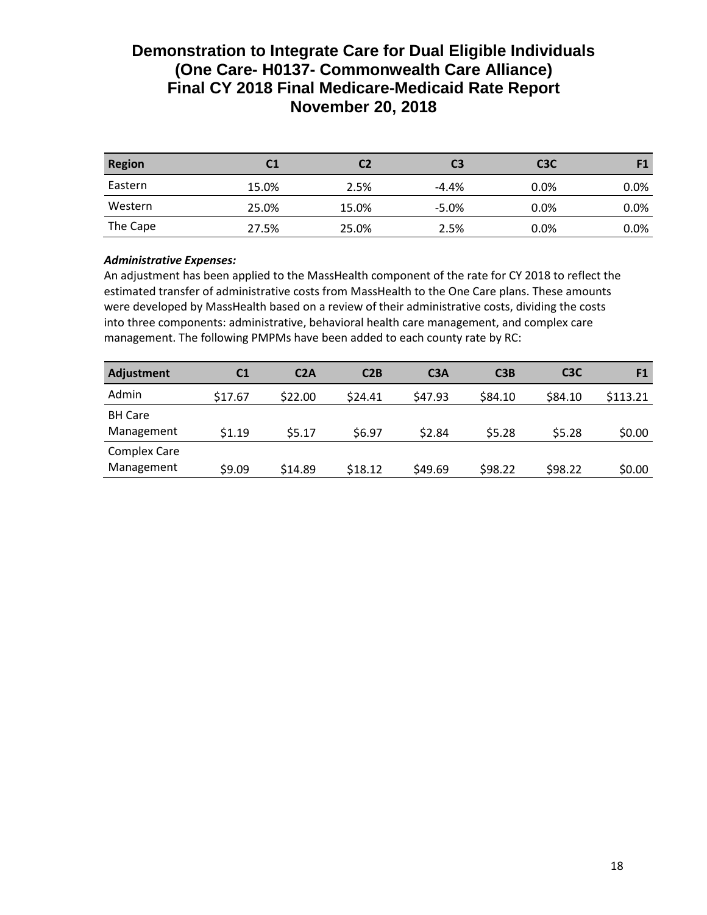# Demonstration to Integrate Care for Dual Eligible Individuals (One Care- H0137- Commonwealth Care Alliance) Final CY 2018 Final Medicare-Medicaid Rate Report November 20, 2018

| Region | C1 | C2 | C3 | C3C | F1 |
|---|---|---|---|---|---|
| Eastern | 15.0% | 2.5% | -4.4% | 0.0% | 0.0% |
| Western | 25.0% | 15.0% | -5.0% | 0.0% | 0.0% |
| The Cape | 27.5% | 25.0% | 2.5% | 0.0% | 0.0% |

***Administrative Expenses:***

An adjustment has been applied to the MassHealth component of the rate for CY 2018 to reflect the estimated transfer of administrative costs from MassHealth to the One Care plans. These amounts were developed by MassHealth based on a review of their administrative costs, dividing the costs into three components: administrative, behavioral health care management, and complex care management. The following PMPMs have been added to each county rate by RC:

| Adjustment | C1 | C2A | C2B | C3A | C3B | C3C | F1 |
|---|---|---|---|---|---|---|---|
| Admin | $17.67 | $22.00 | $24.41 | $47.93 | $84.10 | $84.10 | $113.21 |
| BH Care Management | $1.19 | $5.17 | $6.97 | $2.84 | $5.28 | $5.28 | $0.00 |
| Complex Care Management | $9.09 | $14.89 | $18.12 | $49.69 | $98.22 | $98.22 | $0.00 |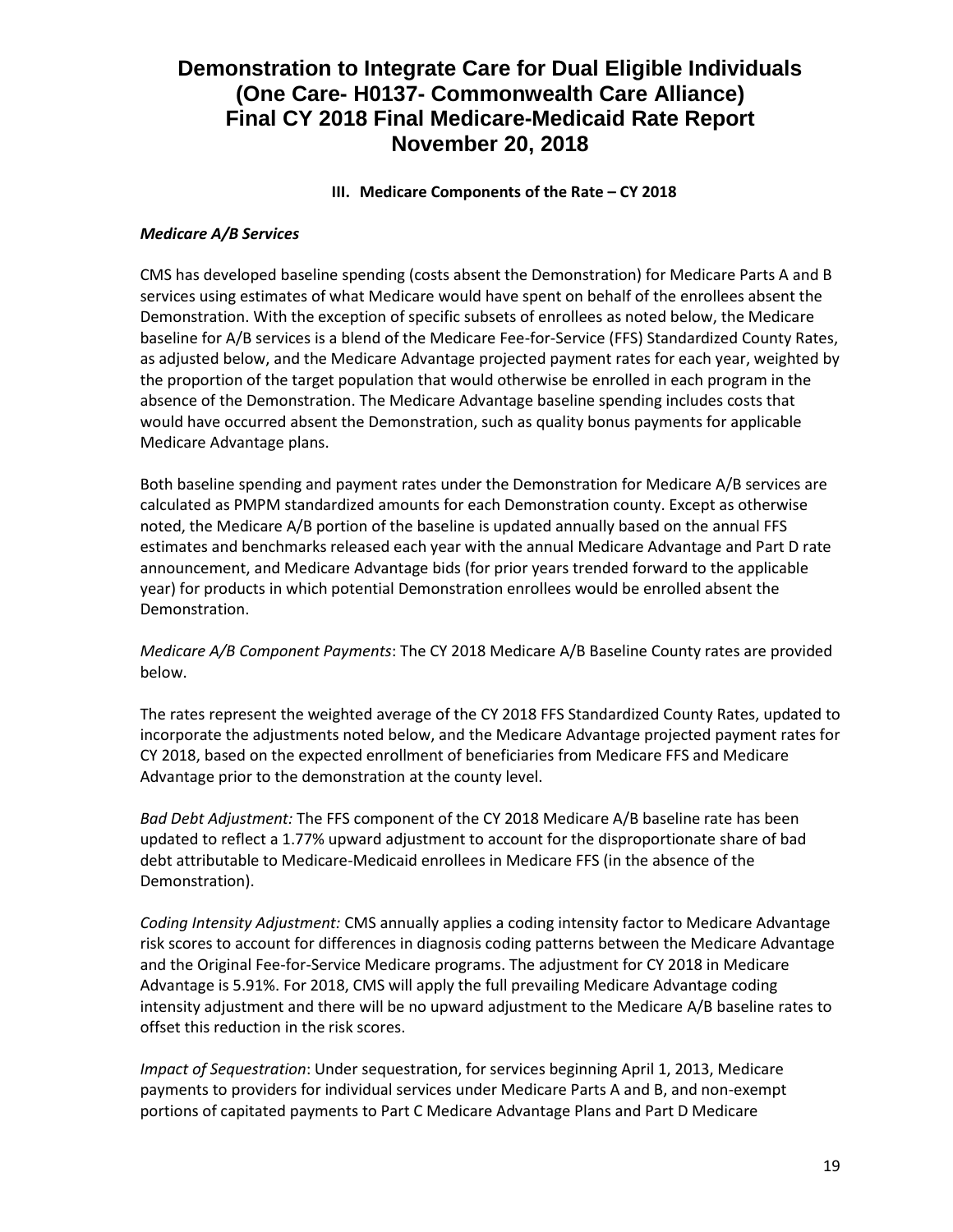### III. Medicare Components of the Rate – CY 2018

***Medicare A/B Services***

CMS has developed baseline spending (costs absent the Demonstration) for Medicare Parts A and B services using estimates of what Medicare would have spent on behalf of the enrollees absent the Demonstration. With the exception of specific subsets of enrollees as noted below, the Medicare baseline for A/B services is a blend of the Medicare Fee-for-Service (FFS) Standardized County Rates, as adjusted below, and the Medicare Advantage projected payment rates for each year, weighted by the proportion of the target population that would otherwise be enrolled in each program in the absence of the Demonstration. The Medicare Advantage baseline spending includes costs that would have occurred absent the Demonstration, such as quality bonus payments for applicable Medicare Advantage plans.

Both baseline spending and payment rates under the Demonstration for Medicare A/B services are calculated as PMPM standardized amounts for each Demonstration county. Except as otherwise noted, the Medicare A/B portion of the baseline is updated annually based on the annual FFS estimates and benchmarks released each year with the annual Medicare Advantage and Part D rate announcement, and Medicare Advantage bids (for prior years trended forward to the applicable year) for products in which potential Demonstration enrollees would be enrolled absent the Demonstration.

*Medicare A/B Component Payments*: The CY 2018 Medicare A/B Baseline County rates are provided below.

The rates represent the weighted average of the CY 2018 FFS Standardized County Rates, updated to incorporate the adjustments noted below, and the Medicare Advantage projected payment rates for CY 2018, based on the expected enrollment of beneficiaries from Medicare FFS and Medicare Advantage prior to the demonstration at the county level.

*Bad Debt Adjustment:* The FFS component of the CY 2018 Medicare A/B baseline rate has been updated to reflect a 1.77% upward adjustment to account for the disproportionate share of bad debt attributable to Medicare-Medicaid enrollees in Medicare FFS (in the absence of the Demonstration).

*Coding Intensity Adjustment:* CMS annually applies a coding intensity factor to Medicare Advantage risk scores to account for differences in diagnosis coding patterns between the Medicare Advantage and the Original Fee-for-Service Medicare programs. The adjustment for CY 2018 in Medicare Advantage is 5.91%. For 2018, CMS will apply the full prevailing Medicare Advantage coding intensity adjustment and there will be no upward adjustment to the Medicare A/B baseline rates to offset this reduction in the risk scores.

*Impact of Sequestration*: Under sequestration, for services beginning April 1, 2013, Medicare payments to providers for individual services under Medicare Parts A and B, and non-exempt portions of capitated payments to Part C Medicare Advantage Plans and Part D Medicare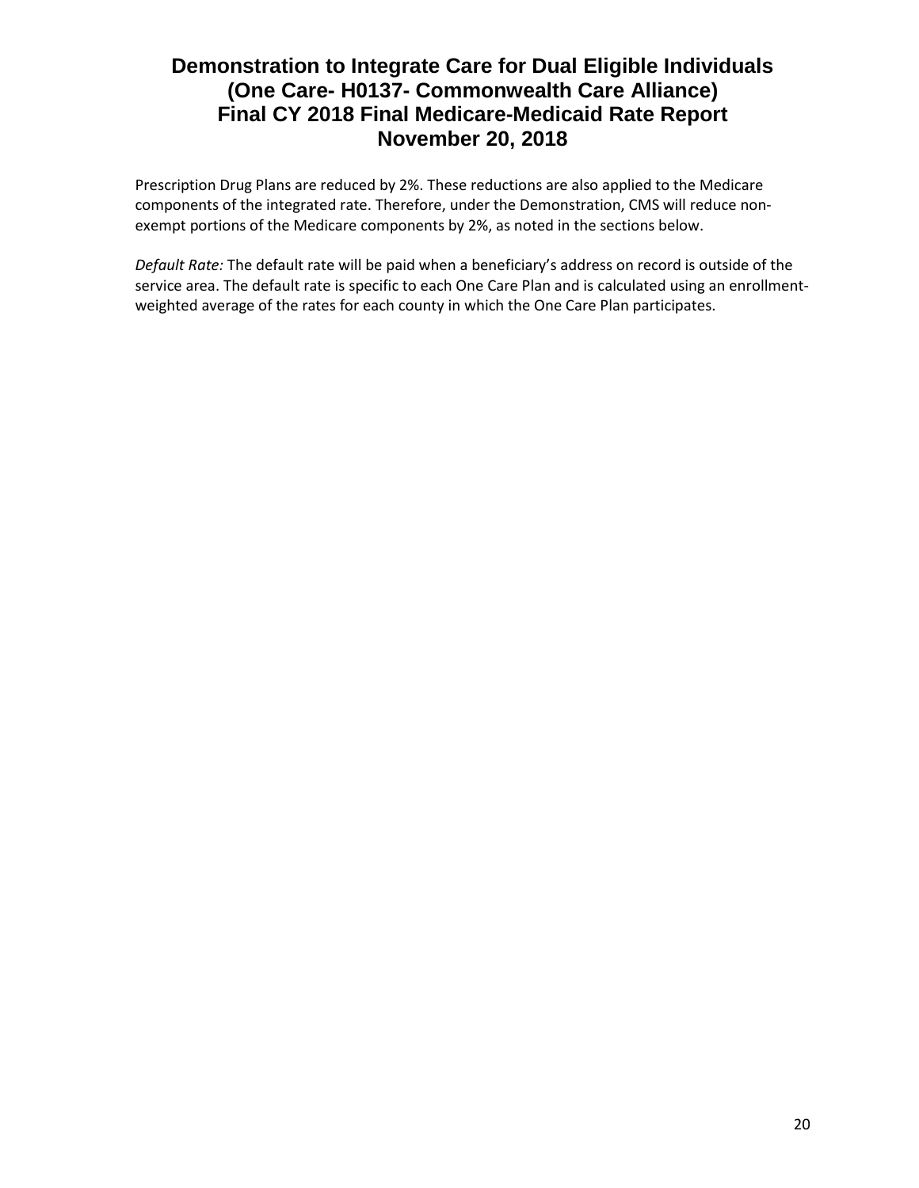Prescription Drug Plans are reduced by 2%. These reductions are also applied to the Medicare components of the integrated rate. Therefore, under the Demonstration, CMS will reduce non-exempt portions of the Medicare components by 2%, as noted in the sections below.

*Default Rate:* The default rate will be paid when a beneficiary's address on record is outside of the service area. The default rate is specific to each One Care Plan and is calculated using an enrollment-weighted average of the rates for each county in which the One Care Plan participates.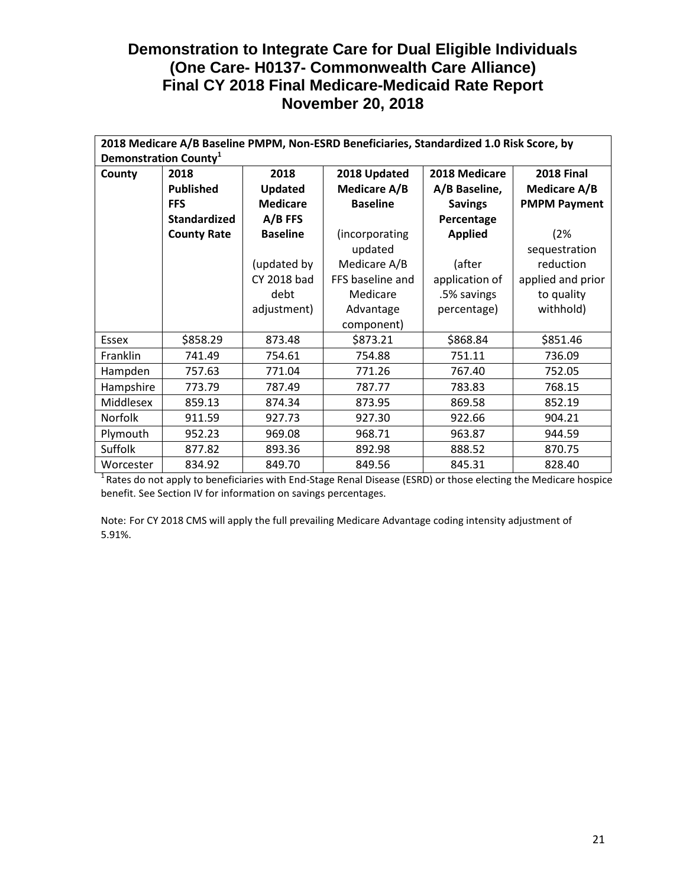# Demonstration to Integrate Care for Dual Eligible Individuals (One Care- H0137- Commonwealth Care Alliance) Final CY 2018 Final Medicare-Medicaid Rate Report November 20, 2018

**2018 Medicare A/B Baseline PMPM, Non-ESRD Beneficiaries, Standardized 1.0 Risk Score, by Demonstration County[1]**

| County | 2018 Published FFS Standardized County Rate | 2018 Updated Medicare A/B FFS Baseline (updated by CY 2018 bad debt adjustment) | 2018 Updated Medicare A/B Baseline (incorporating updated Medicare A/B FFS baseline and Medicare Advantage component) | 2018 Medicare A/B Baseline, Savings Percentage Applied (after application of .5% savings percentage) | 2018 Final Medicare A/B PMPM Payment (2% sequestration reduction applied and prior to quality withhold) |
|---|---|---|---|---|---|
| Essex | $858.29 | 873.48 | $873.21 | $868.84 | $851.46 |
| Franklin | 741.49 | 754.61 | 754.88 | 751.11 | 736.09 |
| Hampden | 757.63 | 771.04 | 771.26 | 767.40 | 752.05 |
| Hampshire | 773.79 | 787.49 | 787.77 | 783.83 | 768.15 |
| Middlesex | 859.13 | 874.34 | 873.95 | 869.58 | 852.19 |
| Norfolk | 911.59 | 927.73 | 927.30 | 922.66 | 904.21 |
| Plymouth | 952.23 | 969.08 | 968.71 | 963.87 | 944.59 |
| Suffolk | 877.82 | 893.36 | 892.98 | 888.52 | 870.75 |
| Worcester | 834.92 | 849.70 | 849.56 | 845.31 | 828.40 |

[1] Rates do not apply to beneficiaries with End-Stage Renal Disease (ESRD) or those electing the Medicare hospice benefit. See Section IV for information on savings percentages.

Note: For CY 2018 CMS will apply the full prevailing Medicare Advantage coding intensity adjustment of 5.91%.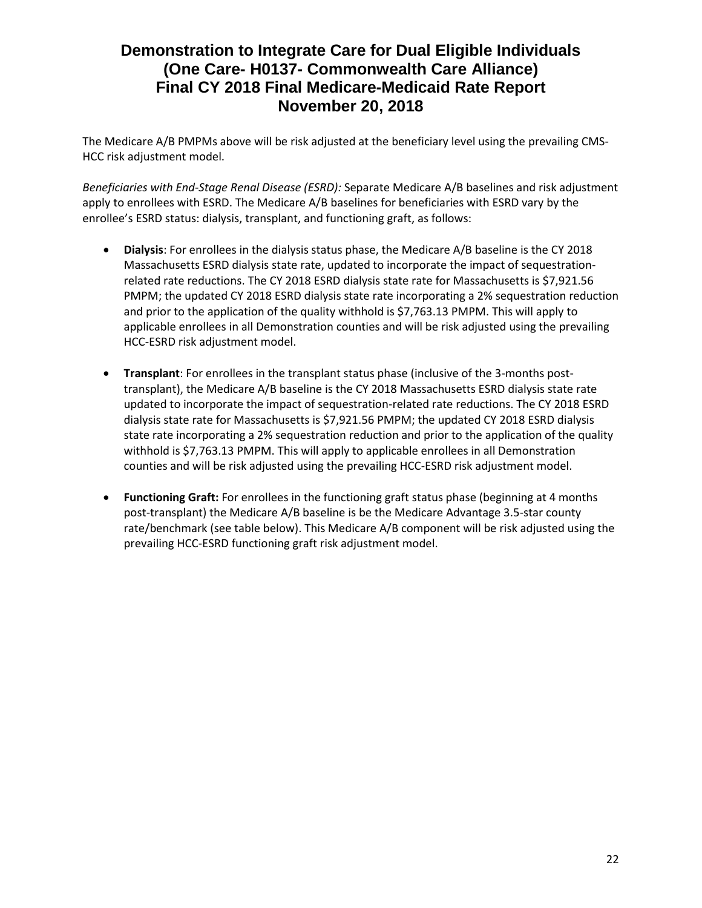The Medicare A/B PMPMs above will be risk adjusted at the beneficiary level using the prevailing CMS-HCC risk adjustment model.

*Beneficiaries with End-Stage Renal Disease (ESRD):* Separate Medicare A/B baselines and risk adjustment apply to enrollees with ESRD. The Medicare A/B baselines for beneficiaries with ESRD vary by the enrollee's ESRD status: dialysis, transplant, and functioning graft, as follows:

- **Dialysis**: For enrollees in the dialysis status phase, the Medicare A/B baseline is the CY 2018 Massachusetts ESRD dialysis state rate, updated to incorporate the impact of sequestration-related rate reductions. The CY 2018 ESRD dialysis state rate for Massachusetts is $7,921.56 PMPM; the updated CY 2018 ESRD dialysis state rate incorporating a 2% sequestration reduction and prior to the application of the quality withhold is $7,763.13 PMPM. This will apply to applicable enrollees in all Demonstration counties and will be risk adjusted using the prevailing HCC-ESRD risk adjustment model.

- **Transplant**: For enrollees in the transplant status phase (inclusive of the 3-months post-transplant), the Medicare A/B baseline is the CY 2018 Massachusetts ESRD dialysis state rate updated to incorporate the impact of sequestration-related rate reductions. The CY 2018 ESRD dialysis state rate for Massachusetts is $7,921.56 PMPM; the updated CY 2018 ESRD dialysis state rate incorporating a 2% sequestration reduction and prior to the application of the quality withhold is $7,763.13 PMPM. This will apply to applicable enrollees in all Demonstration counties and will be risk adjusted using the prevailing HCC-ESRD risk adjustment model.

- **Functioning Graft:** For enrollees in the functioning graft status phase (beginning at 4 months post-transplant) the Medicare A/B baseline is be the Medicare Advantage 3.5-star county rate/benchmark (see table below). This Medicare A/B component will be risk adjusted using the prevailing HCC-ESRD functioning graft risk adjustment model.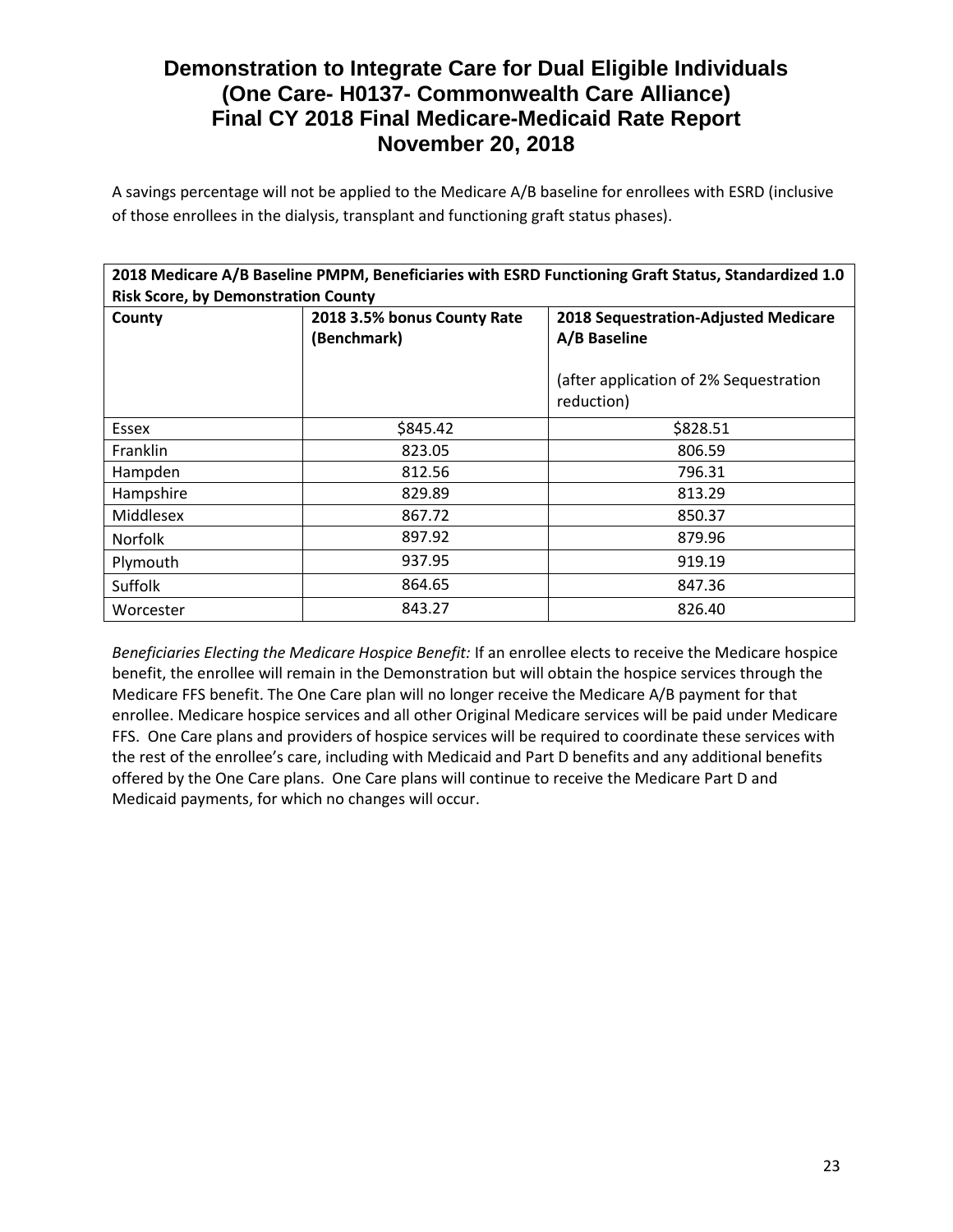A savings percentage will not be applied to the Medicare A/B baseline for enrollees with ESRD (inclusive of those enrollees in the dialysis, transplant and functioning graft status phases).

| **2018 Medicare A/B Baseline PMPM, Beneficiaries with ESRD Functioning Graft Status, Standardized 1.0 Risk Score, by Demonstration County** | | |
|---|---|---|
| **County** | **2018 3.5% bonus County Rate (Benchmark)** | **2018 Sequestration-Adjusted Medicare A/B Baseline**<br><br>(after application of 2% Sequestration reduction) |
| Essex | $845.42 | $828.51 |
| Franklin | 823.05 | 806.59 |
| Hampden | 812.56 | 796.31 |
| Hampshire | 829.89 | 813.29 |
| Middlesex | 867.72 | 850.37 |
| Norfolk | 897.92 | 879.96 |
| Plymouth | 937.95 | 919.19 |
| Suffolk | 864.65 | 847.36 |
| Worcester | 843.27 | 826.40 |

*Beneficiaries Electing the Medicare Hospice Benefit:* If an enrollee elects to receive the Medicare hospice benefit, the enrollee will remain in the Demonstration but will obtain the hospice services through the Medicare FFS benefit. The One Care plan will no longer receive the Medicare A/B payment for that enrollee. Medicare hospice services and all other Original Medicare services will be paid under Medicare FFS. One Care plans and providers of hospice services will be required to coordinate these services with the rest of the enrollee's care, including with Medicaid and Part D benefits and any additional benefits offered by the One Care plans. One Care plans will continue to receive the Medicare Part D and Medicaid payments, for which no changes will occur.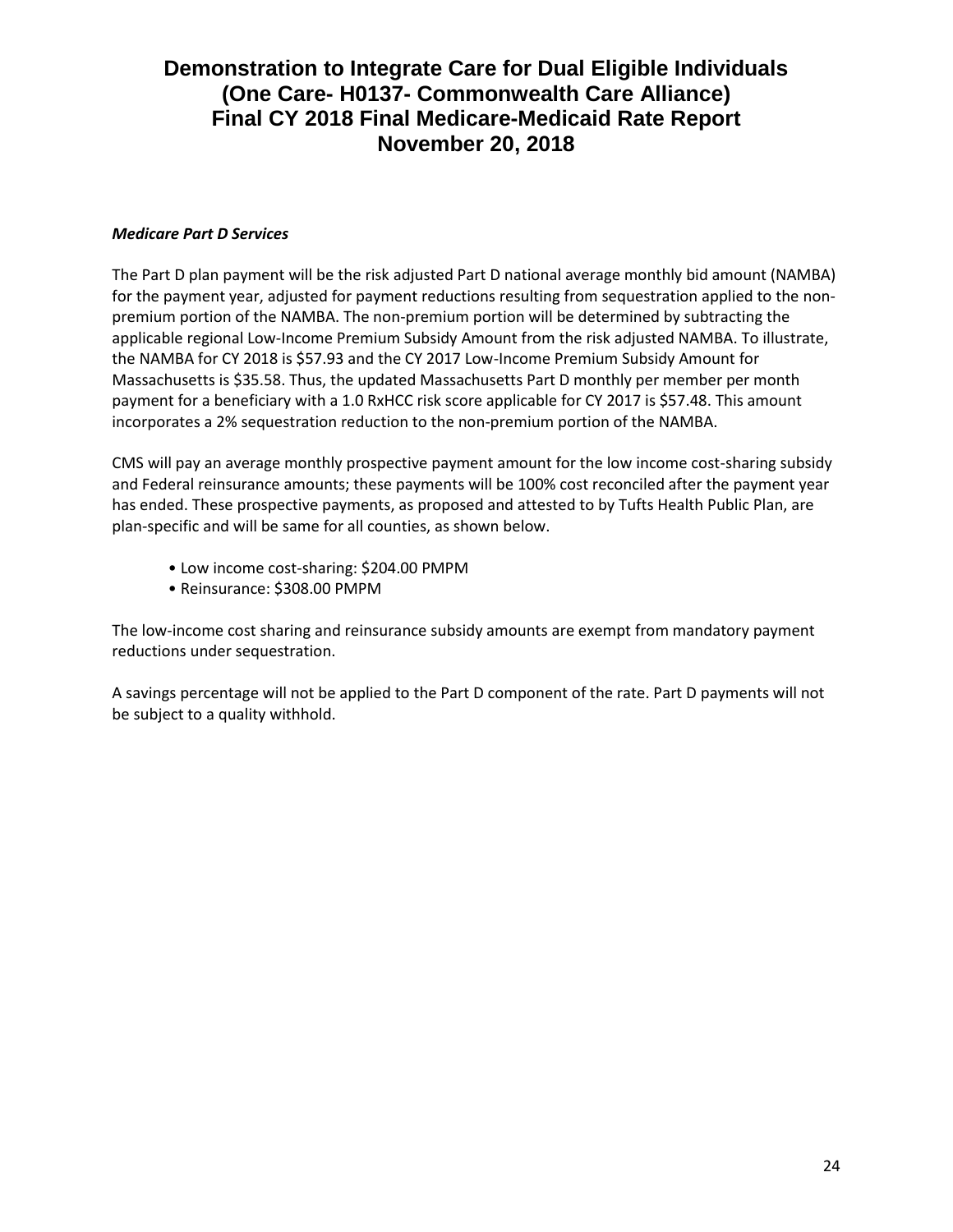*Medicare Part D Services*

The Part D plan payment will be the risk adjusted Part D national average monthly bid amount (NAMBA) for the payment year, adjusted for payment reductions resulting from sequestration applied to the non-premium portion of the NAMBA. The non-premium portion will be determined by subtracting the applicable regional Low-Income Premium Subsidy Amount from the risk adjusted NAMBA. To illustrate, the NAMBA for CY 2018 is $57.93 and the CY 2017 Low-Income Premium Subsidy Amount for Massachusetts is $35.58. Thus, the updated Massachusetts Part D monthly per member per month payment for a beneficiary with a 1.0 RxHCC risk score applicable for CY 2017 is $57.48. This amount incorporates a 2% sequestration reduction to the non-premium portion of the NAMBA.

CMS will pay an average monthly prospective payment amount for the low income cost-sharing subsidy and Federal reinsurance amounts; these payments will be 100% cost reconciled after the payment year has ended. These prospective payments, as proposed and attested to by Tufts Health Public Plan, are plan-specific and will be same for all counties, as shown below.

- Low income cost-sharing: $204.00 PMPM
- Reinsurance: $308.00 PMPM

The low-income cost sharing and reinsurance subsidy amounts are exempt from mandatory payment reductions under sequestration.

A savings percentage will not be applied to the Part D component of the rate. Part D payments will not be subject to a quality withhold.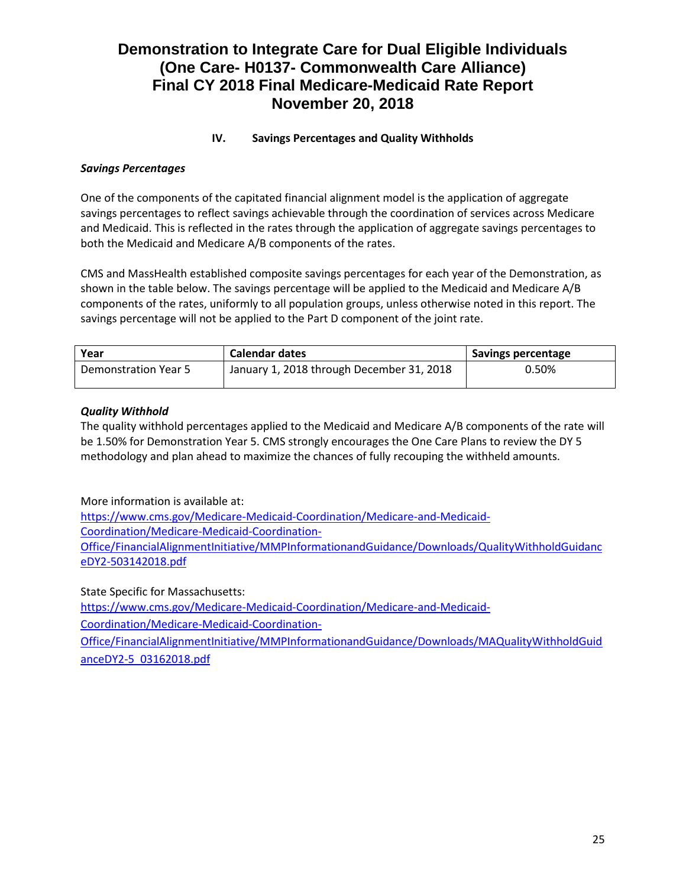## IV. Savings Percentages and Quality Withholds

***Savings Percentages***

One of the components of the capitated financial alignment model is the application of aggregate savings percentages to reflect savings achievable through the coordination of services across Medicare and Medicaid. This is reflected in the rates through the application of aggregate savings percentages to both the Medicaid and Medicare A/B components of the rates.

CMS and MassHealth established composite savings percentages for each year of the Demonstration, as shown in the table below. The savings percentage will be applied to the Medicaid and Medicare A/B components of the rates, uniformly to all population groups, unless otherwise noted in this report. The savings percentage will not be applied to the Part D component of the joint rate.

| Year | Calendar dates | Savings percentage |
|---|---|---|
| Demonstration Year 5 | January 1, 2018 through December 31, 2018 | 0.50% |

***Quality Withhold***

The quality withhold percentages applied to the Medicaid and Medicare A/B components of the rate will be 1.50% for Demonstration Year 5. CMS strongly encourages the One Care Plans to review the DY 5 methodology and plan ahead to maximize the chances of fully recouping the withheld amounts.

More information is available at:
https://www.cms.gov/Medicare-Medicaid-Coordination/Medicare-and-Medicaid-Coordination/Medicare-Medicaid-Coordination-Office/FinancialAlignmentInitiative/MMPInformationandGuidance/Downloads/QualityWithholdGuidanceDY2-503142018.pdf

State Specific for Massachusetts:
https://www.cms.gov/Medicare-Medicaid-Coordination/Medicare-and-Medicaid-Coordination/Medicare-Medicaid-Coordination-Office/FinancialAlignmentInitiative/MMPInformationandGuidance/Downloads/MAQualityWithholdGuidanceDY2-5_03162018.pdf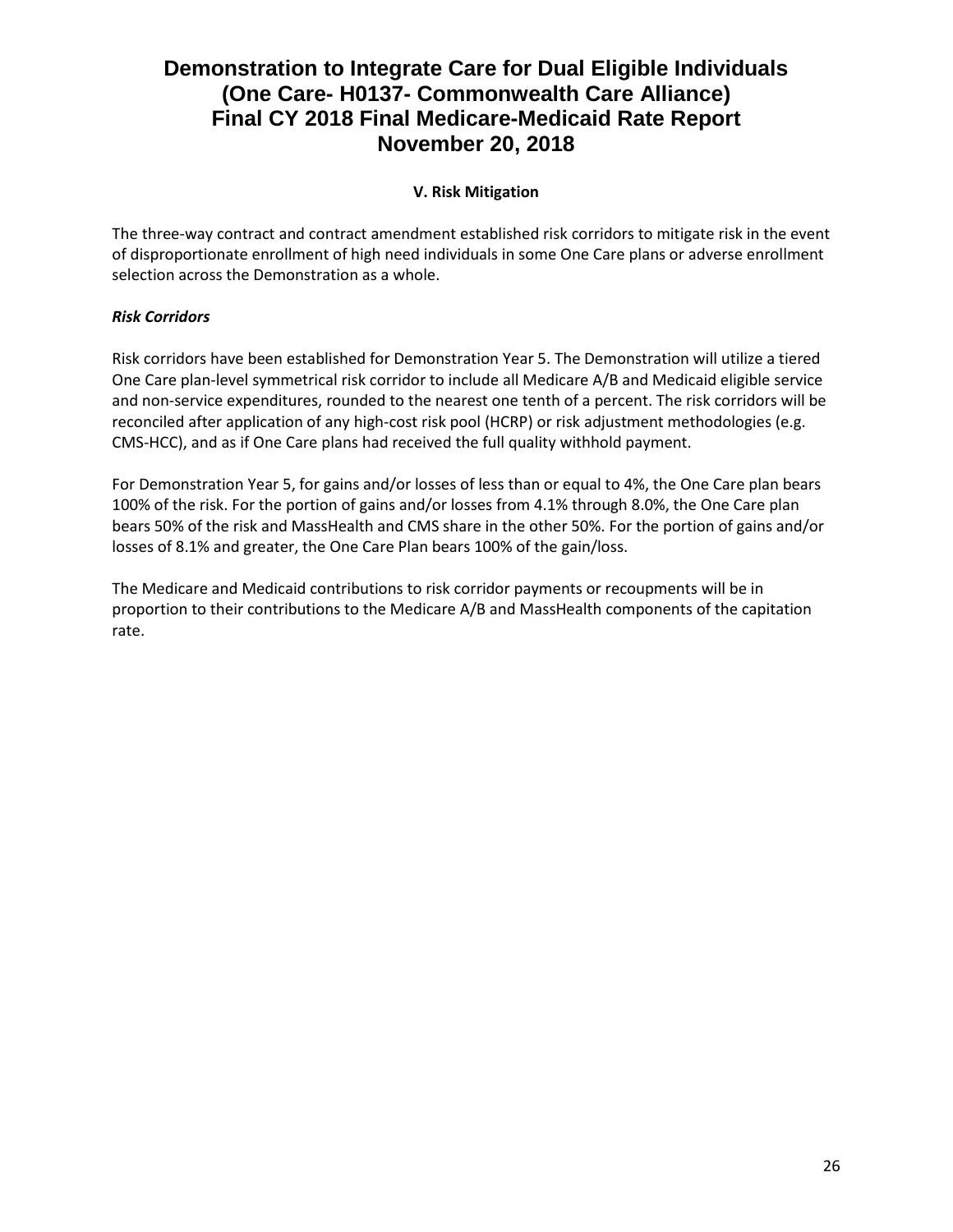### V. Risk Mitigation

The three-way contract and contract amendment established risk corridors to mitigate risk in the event of disproportionate enrollment of high need individuals in some One Care plans or adverse enrollment selection across the Demonstration as a whole.

***Risk Corridors***

Risk corridors have been established for Demonstration Year 5. The Demonstration will utilize a tiered One Care plan-level symmetrical risk corridor to include all Medicare A/B and Medicaid eligible service and non-service expenditures, rounded to the nearest one tenth of a percent. The risk corridors will be reconciled after application of any high-cost risk pool (HCRP) or risk adjustment methodologies (e.g. CMS-HCC), and as if One Care plans had received the full quality withhold payment.

For Demonstration Year 5, for gains and/or losses of less than or equal to 4%, the One Care plan bears 100% of the risk. For the portion of gains and/or losses from 4.1% through 8.0%, the One Care plan bears 50% of the risk and MassHealth and CMS share in the other 50%. For the portion of gains and/or losses of 8.1% and greater, the One Care Plan bears 100% of the gain/loss.

The Medicare and Medicaid contributions to risk corridor payments or recoupments will be in proportion to their contributions to the Medicare A/B and MassHealth components of the capitation rate.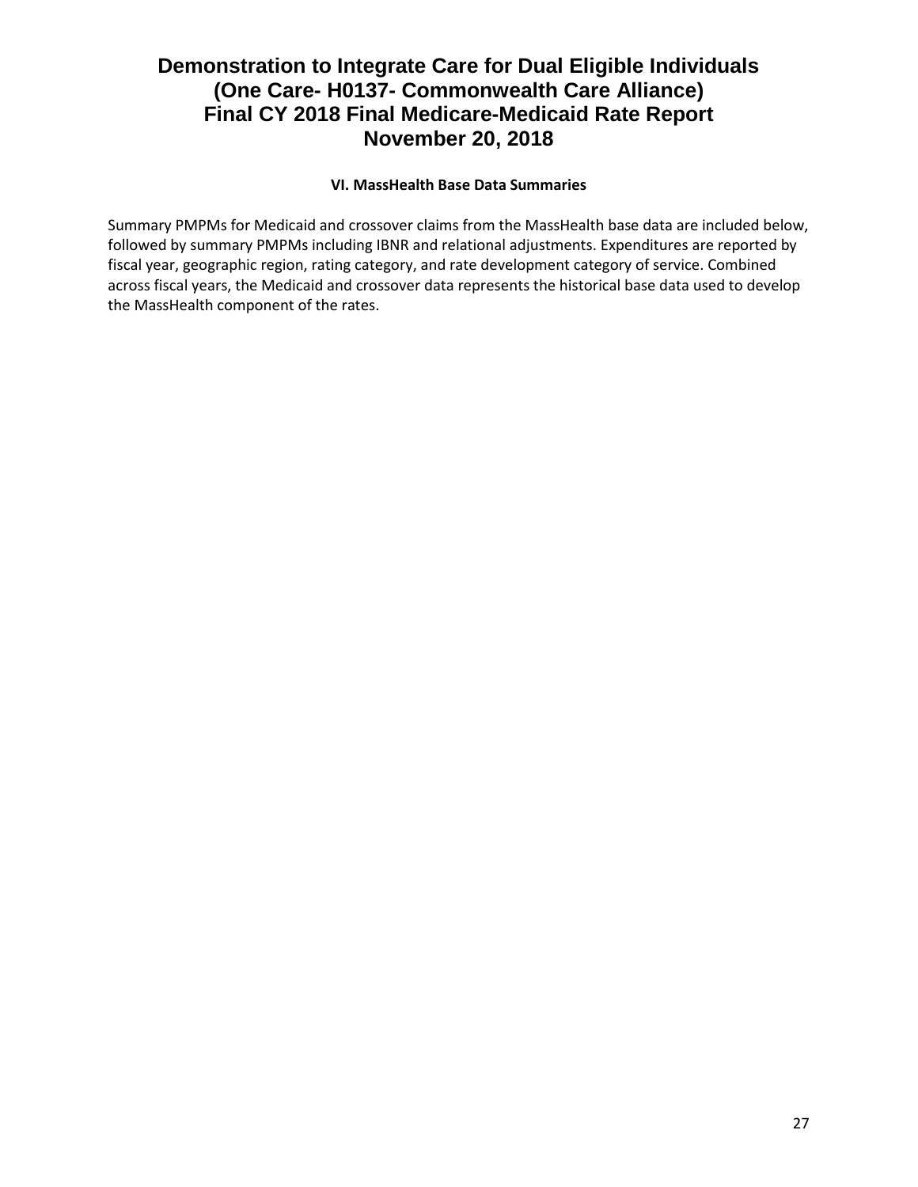## VI. MassHealth Base Data Summaries

Summary PMPMs for Medicaid and crossover claims from the MassHealth base data are included below, followed by summary PMPMs including IBNR and relational adjustments. Expenditures are reported by fiscal year, geographic region, rating category, and rate development category of service. Combined across fiscal years, the Medicaid and crossover data represents the historical base data used to develop the MassHealth component of the rates.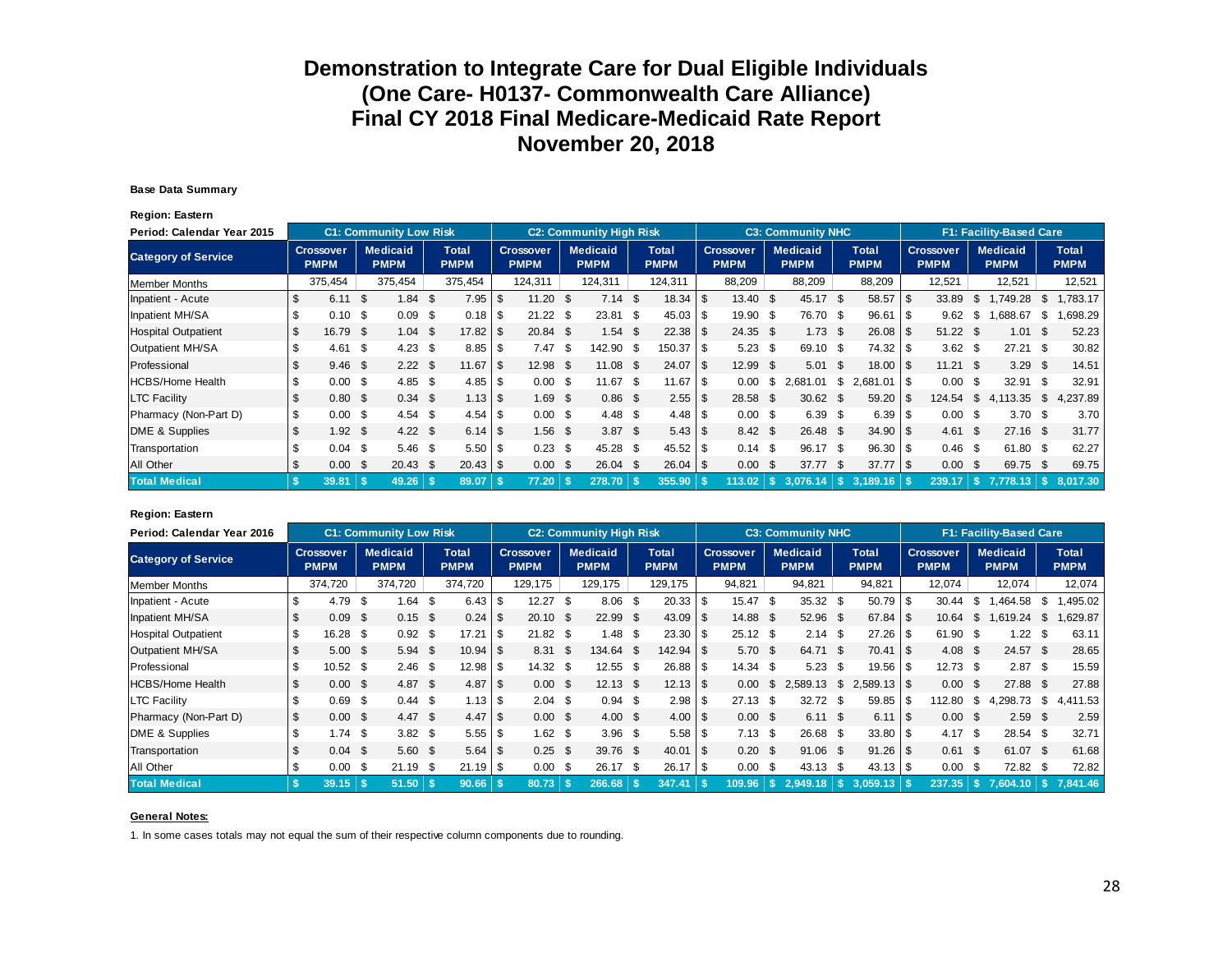# Demonstration to Integrate Care for Dual Eligible Individuals
# (One Care- H0137- Commonwealth Care Alliance)
# Final CY 2018 Final Medicare-Medicaid Rate Report
# November 20, 2018

**Base Data Summary**

**Region: Eastern**

| Period: Calendar Year 2015 | C1: Community Low Risk | | | C2: Community High Risk | | | C3: Community NHC | | | F1: Facility-Based Care | | |
|---|---|---|---|---|---|---|---|---|---|---|---|---|
| **Category of Service** | **Crossover PMPM** | **Medicaid PMPM** | **Total PMPM** | **Crossover PMPM** | **Medicaid PMPM** | **Total PMPM** | **Crossover PMPM** | **Medicaid PMPM** | **Total PMPM** | **Crossover PMPM** | **Medicaid PMPM** | **Total PMPM** |
| Member Months | 375,454 | 375,454 | 375,454 | 124,311 | 124,311 | 124,311 | 88,209 | 88,209 | 88,209 | 12,521 | 12,521 | 12,521 |
| Inpatient - Acute | $ 6.11 | $ 1.84 | $ 7.95 | $ 11.20 | $ 7.14 | $ 18.34 | $ 13.40 | $ 45.17 | $ 58.57 | $ 33.89 | $ 1,749.28 | $ 1,783.17 |
| Inpatient MH/SA | $ 0.10 | $ 0.09 | $ 0.18 | $ 21.22 | $ 23.81 | $ 45.03 | $ 19.90 | $ 76.70 | $ 96.61 | $ 9.62 | $ 1,688.67 | $ 1,698.29 |
| Hospital Outpatient | $ 16.79 | $ 1.04 | $ 17.82 | $ 20.84 | $ 1.54 | $ 22.38 | $ 24.35 | $ 1.73 | $ 26.08 | $ 51.22 | $ 1.01 | $ 52.23 |
| Outpatient MH/SA | $ 4.61 | $ 4.23 | $ 8.85 | $ 7.47 | $ 142.90 | $ 150.37 | $ 5.23 | $ 69.10 | $ 74.32 | $ 3.62 | $ 27.21 | $ 30.82 |
| Professional | $ 9.46 | $ 2.22 | $ 11.67 | $ 12.98 | $ 11.08 | $ 24.07 | $ 12.99 | $ 5.01 | $ 18.00 | $ 11.21 | $ 3.29 | $ 14.51 |
| HCBS/Home Health | $ 0.00 | $ 4.85 | $ 4.85 | $ 0.00 | $ 11.67 | $ 11.67 | $ 0.00 | $ 2,681.01 | $ 2,681.01 | $ 0.00 | $ 32.91 | $ 32.91 |
| LTC Facility | $ 0.80 | $ 0.34 | $ 1.13 | $ 1.69 | $ 0.86 | $ 2.55 | $ 28.58 | $ 30.62 | $ 59.20 | $ 124.54 | $ 4,113.35 | $ 4,237.89 |
| Pharmacy (Non-Part D) | $ 0.00 | $ 4.54 | $ 4.54 | $ 0.00 | $ 4.48 | $ 4.48 | $ 0.00 | $ 6.39 | $ 6.39 | $ 0.00 | $ 3.70 | $ 3.70 |
| DME & Supplies | $ 1.92 | $ 4.22 | $ 6.14 | $ 1.56 | $ 3.87 | $ 5.43 | $ 8.42 | $ 26.48 | $ 34.90 | $ 4.61 | $ 27.16 | $ 31.77 |
| Transportation | $ 0.04 | $ 5.46 | $ 5.50 | $ 0.23 | $ 45.28 | $ 45.52 | $ 0.14 | $ 96.17 | $ 96.30 | $ 0.46 | $ 61.80 | $ 62.27 |
| All Other | $ 0.00 | $ 20.43 | $ 20.43 | $ 0.00 | $ 26.04 | $ 26.04 | $ 0.00 | $ 37.77 | $ 37.77 | $ 0.00 | $ 69.75 | $ 69.75 |
| **Total Medical** | **$ 39.81** | **$ 49.26** | **$ 89.07** | **$ 77.20** | **$ 278.70** | **$ 355.90** | **$ 113.02** | **$ 3,076.14** | **$ 3,189.16** | **$ 239.17** | **$ 7,778.13** | **$ 8,017.30** |

**Region: Eastern**

| Period: Calendar Year 2016 | C1: Community Low Risk | | | C2: Community High Risk | | | C3: Community NHC | | | F1: Facility-Based Care | | |
|---|---|---|---|---|---|---|---|---|---|---|---|---|
| **Category of Service** | **Crossover PMPM** | **Medicaid PMPM** | **Total PMPM** | **Crossover PMPM** | **Medicaid PMPM** | **Total PMPM** | **Crossover PMPM** | **Medicaid PMPM** | **Total PMPM** | **Crossover PMPM** | **Medicaid PMPM** | **Total PMPM** |
| Member Months | 374,720 | 374,720 | 374,720 | 129,175 | 129,175 | 129,175 | 94,821 | 94,821 | 94,821 | 12,074 | 12,074 | 12,074 |
| Inpatient - Acute | $ 4.79 | $ 1.64 | $ 6.43 | $ 12.27 | $ 8.06 | $ 20.33 | $ 15.47 | $ 35.32 | $ 50.79 | $ 30.44 | $ 1,464.58 | $ 1,495.02 |
| Inpatient MH/SA | $ 0.09 | $ 0.15 | $ 0.24 | $ 20.10 | $ 22.99 | $ 43.09 | $ 14.88 | $ 52.96 | $ 67.84 | $ 10.64 | $ 1,619.24 | $ 1,629.87 |
| Hospital Outpatient | $ 16.28 | $ 0.92 | $ 17.21 | $ 21.82 | $ 1.48 | $ 23.30 | $ 25.12 | $ 2.14 | $ 27.26 | $ 61.90 | $ 1.22 | $ 63.11 |
| Outpatient MH/SA | $ 5.00 | $ 5.94 | $ 10.94 | $ 8.31 | $ 134.64 | $ 142.94 | $ 5.70 | $ 64.71 | $ 70.41 | $ 4.08 | $ 24.57 | $ 28.65 |
| Professional | $ 10.52 | $ 2.46 | $ 12.98 | $ 14.32 | $ 12.55 | $ 26.88 | $ 14.34 | $ 5.23 | $ 19.56 | $ 12.73 | $ 2.87 | $ 15.59 |
| HCBS/Home Health | $ 0.00 | $ 4.87 | $ 4.87 | $ 0.00 | $ 12.13 | $ 12.13 | $ 0.00 | $ 2,589.13 | $ 2,589.13 | $ 0.00 | $ 27.88 | $ 27.88 |
| LTC Facility | $ 0.69 | $ 0.44 | $ 1.13 | $ 2.04 | $ 0.94 | $ 2.98 | $ 27.13 | $ 32.72 | $ 59.85 | $ 112.80 | $ 4,298.73 | $ 4,411.53 |
| Pharmacy (Non-Part D) | $ 0.00 | $ 4.47 | $ 4.47 | $ 0.00 | $ 4.00 | $ 4.00 | $ 0.00 | $ 6.11 | $ 6.11 | $ 0.00 | $ 2.59 | $ 2.59 |
| DME & Supplies | $ 1.74 | $ 3.82 | $ 5.55 | $ 1.62 | $ 3.96 | $ 5.58 | $ 7.13 | $ 26.68 | $ 33.80 | $ 4.17 | $ 28.54 | $ 32.71 |
| Transportation | $ 0.04 | $ 5.60 | $ 5.64 | $ 0.25 | $ 39.76 | $ 40.01 | $ 0.20 | $ 91.06 | $ 91.26 | $ 0.61 | $ 61.07 | $ 61.68 |
| All Other | $ 0.00 | $ 21.19 | $ 21.19 | $ 0.00 | $ 26.17 | $ 26.17 | $ 0.00 | $ 43.13 | $ 43.13 | $ 0.00 | $ 72.82 | $ 72.82 |
| **Total Medical** | **$ 39.15** | **$ 51.50** | **$ 90.66** | **$ 80.73** | **$ 266.68** | **$ 347.41** | **$ 109.96** | **$ 2,949.18** | **$ 3,059.13** | **$ 237.35** | **$ 7,604.10** | **$ 7,841.46** |

**General Notes:**

1. In some cases totals may not equal the sum of their respective column components due to rounding.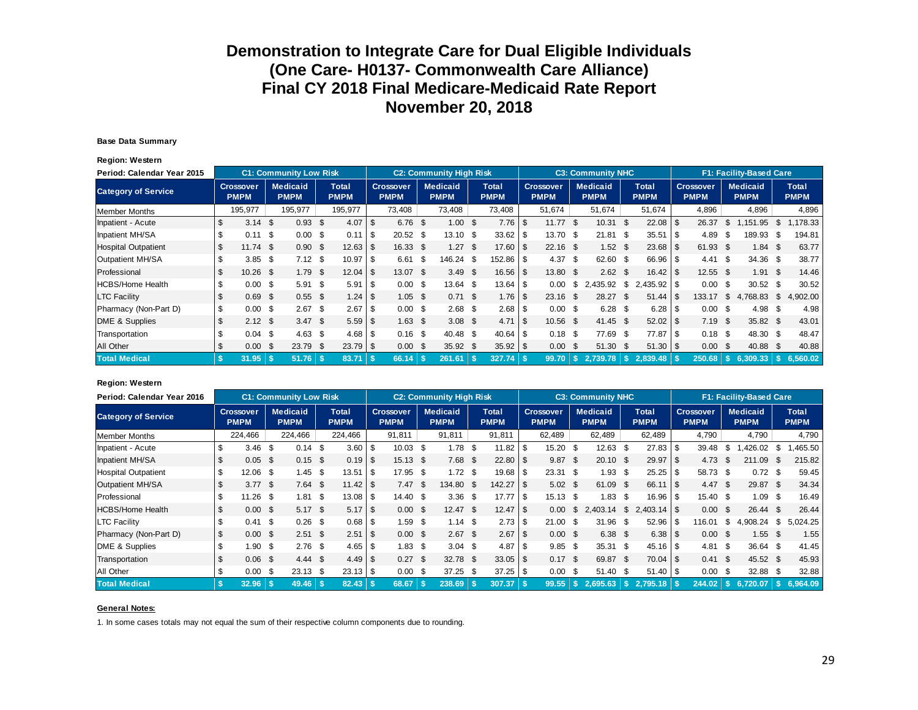# Demonstration to Integrate Care for Dual Eligible Individuals
# (One Care- H0137- Commonwealth Care Alliance)
# Final CY 2018 Final Medicare-Medicaid Rate Report
# November 20, 2018

**Base Data Summary**

**Region: Western**

| Period: Calendar Year 2015 | C1: Community Low Risk | | | C2: Community High Risk | | | C3: Community NHC | | | F1: Facility-Based Care | | |
|---|---|---|---|---|---|---|---|---|---|---|---|---|
| **Category of Service** | **Crossover PMPM** | **Medicaid PMPM** | **Total PMPM** | **Crossover PMPM** | **Medicaid PMPM** | **Total PMPM** | **Crossover PMPM** | **Medicaid PMPM** | **Total PMPM** | **Crossover PMPM** | **Medicaid PMPM** | **Total PMPM** |
| Member Months | 195,977 | 195,977 | 195,977 | 73,408 | 73,408 | 73,408 | 51,674 | 51,674 | 51,674 | 4,896 | 4,896 | 4,896 |
| Inpatient - Acute | $ 3.14 | $ 0.93 | $ 4.07 | $ 6.76 | $ 1.00 | $ 7.76 | $ 11.77 | $ 10.31 | $ 22.08 | $ 26.37 | $ 1,151.95 | $ 1,178.33 |
| Inpatient MH/SA | $ 0.11 | $ 0.00 | $ 0.11 | $ 20.52 | $ 13.10 | $ 33.62 | $ 13.70 | $ 21.81 | $ 35.51 | $ 4.89 | $ 189.93 | $ 194.81 |
| Hospital Outpatient | $ 11.74 | $ 0.90 | $ 12.63 | $ 16.33 | $ 1.27 | $ 17.60 | $ 22.16 | $ 1.52 | $ 23.68 | $ 61.93 | $ 1.84 | $ 63.77 |
| Outpatient MH/SA | $ 3.85 | $ 7.12 | $ 10.97 | $ 6.61 | $ 146.24 | $ 152.86 | $ 4.37 | $ 62.60 | $ 66.96 | $ 4.41 | $ 34.36 | $ 38.77 |
| Professional | $ 10.26 | $ 1.79 | $ 12.04 | $ 13.07 | $ 3.49 | $ 16.56 | $ 13.80 | $ 2.62 | $ 16.42 | $ 12.55 | $ 1.91 | $ 14.46 |
| HCBS/Home Health | $ 0.00 | $ 5.91 | $ 5.91 | $ 0.00 | $ 13.64 | $ 13.64 | $ 0.00 | $ 2,435.92 | $ 2,435.92 | $ 0.00 | $ 30.52 | $ 30.52 |
| LTC Facility | $ 0.69 | $ 0.55 | $ 1.24 | $ 1.05 | $ 0.71 | $ 1.76 | $ 23.16 | $ 28.27 | $ 51.44 | $ 133.17 | $ 4,768.83 | $ 4,902.00 |
| Pharmacy (Non-Part D) | $ 0.00 | $ 2.67 | $ 2.67 | $ 0.00 | $ 2.68 | $ 2.68 | $ 0.00 | $ 6.28 | $ 6.28 | $ 0.00 | $ 4.98 | $ 4.98 |
| DME & Supplies | $ 2.12 | $ 3.47 | $ 5.59 | $ 1.63 | $ 3.08 | $ 4.71 | $ 10.56 | $ 41.45 | $ 52.02 | $ 7.19 | $ 35.82 | $ 43.01 |
| Transportation | $ 0.04 | $ 4.63 | $ 4.68 | $ 0.16 | $ 40.48 | $ 40.64 | $ 0.18 | $ 77.69 | $ 77.87 | $ 0.18 | $ 48.30 | $ 48.47 |
| All Other | $ 0.00 | $ 23.79 | $ 23.79 | $ 0.00 | $ 35.92 | $ 35.92 | $ 0.00 | $ 51.30 | $ 51.30 | $ 0.00 | $ 40.88 | $ 40.88 |
| **Total Medical** | **$ 31.95** | **$ 51.76** | **$ 83.71** | **$ 66.14** | **$ 261.61** | **$ 327.74** | **$ 99.70** | **$ 2,739.78** | **$ 2,839.48** | **$ 250.68** | **$ 6,309.33** | **$ 6,560.02** |

**Region: Western**

| Period: Calendar Year 2016 | C1: Community Low Risk | | | C2: Community High Risk | | | C3: Community NHC | | | F1: Facility-Based Care | | |
|---|---|---|---|---|---|---|---|---|---|---|---|---|
| **Category of Service** | **Crossover PMPM** | **Medicaid PMPM** | **Total PMPM** | **Crossover PMPM** | **Medicaid PMPM** | **Total PMPM** | **Crossover PMPM** | **Medicaid PMPM** | **Total PMPM** | **Crossover PMPM** | **Medicaid PMPM** | **Total PMPM** |
| Member Months | 224,466 | 224,466 | 224,466 | 91,811 | 91,811 | 91,811 | 62,489 | 62,489 | 62,489 | 4,790 | 4,790 | 4,790 |
| Inpatient - Acute | $ 3.46 | $ 0.14 | $ 3.60 | $ 10.03 | $ 1.78 | $ 11.82 | $ 15.20 | $ 12.63 | $ 27.83 | $ 39.48 | $ 1,426.02 | $ 1,465.50 |
| Inpatient MH/SA | $ 0.05 | $ 0.15 | $ 0.19 | $ 15.13 | $ 7.68 | $ 22.80 | $ 9.87 | $ 20.10 | $ 29.97 | $ 4.73 | $ 211.09 | $ 215.82 |
| Hospital Outpatient | $ 12.06 | $ 1.45 | $ 13.51 | $ 17.95 | $ 1.72 | $ 19.68 | $ 23.31 | $ 1.93 | $ 25.25 | $ 58.73 | $ 0.72 | $ 59.45 |
| Outpatient MH/SA | $ 3.77 | $ 7.64 | $ 11.42 | $ 7.47 | $ 134.80 | $ 142.27 | $ 5.02 | $ 61.09 | $ 66.11 | $ 4.47 | $ 29.87 | $ 34.34 |
| Professional | $ 11.26 | $ 1.81 | $ 13.08 | $ 14.40 | $ 3.36 | $ 17.77 | $ 15.13 | $ 1.83 | $ 16.96 | $ 15.40 | $ 1.09 | $ 16.49 |
| HCBS/Home Health | $ 0.00 | $ 5.17 | $ 5.17 | $ 0.00 | $ 12.47 | $ 12.47 | $ 0.00 | $ 2,403.14 | $ 2,403.14 | $ 0.00 | $ 26.44 | $ 26.44 |
| LTC Facility | $ 0.41 | $ 0.26 | $ 0.68 | $ 1.59 | $ 1.14 | $ 2.73 | $ 21.00 | $ 31.96 | $ 52.96 | $ 116.01 | $ 4,908.24 | $ 5,024.25 |
| Pharmacy (Non-Part D) | $ 0.00 | $ 2.51 | $ 2.51 | $ 0.00 | $ 2.67 | $ 2.67 | $ 0.00 | $ 6.38 | $ 6.38 | $ 0.00 | $ 1.55 | $ 1.55 |
| DME & Supplies | $ 1.90 | $ 2.76 | $ 4.65 | $ 1.83 | $ 3.04 | $ 4.87 | $ 9.85 | $ 35.31 | $ 45.16 | $ 4.81 | $ 36.64 | $ 41.45 |
| Transportation | $ 0.06 | $ 4.44 | $ 4.49 | $ 0.27 | $ 32.78 | $ 33.05 | $ 0.17 | $ 69.87 | $ 70.04 | $ 0.41 | $ 45.52 | $ 45.93 |
| All Other | $ 0.00 | $ 23.13 | $ 23.13 | $ 0.00 | $ 37.25 | $ 37.25 | $ 0.00 | $ 51.40 | $ 51.40 | $ 0.00 | $ 32.88 | $ 32.88 |
| **Total Medical** | **$ 32.96** | **$ 49.46** | **$ 82.43** | **$ 68.67** | **$ 238.69** | **$ 307.37** | **$ 99.55** | **$ 2,695.63** | **$ 2,795.18** | **$ 244.02** | **$ 6,720.07** | **$ 6,964.09** |

**General Notes:**

1. In some cases totals may not equal the sum of their respective column components due to rounding.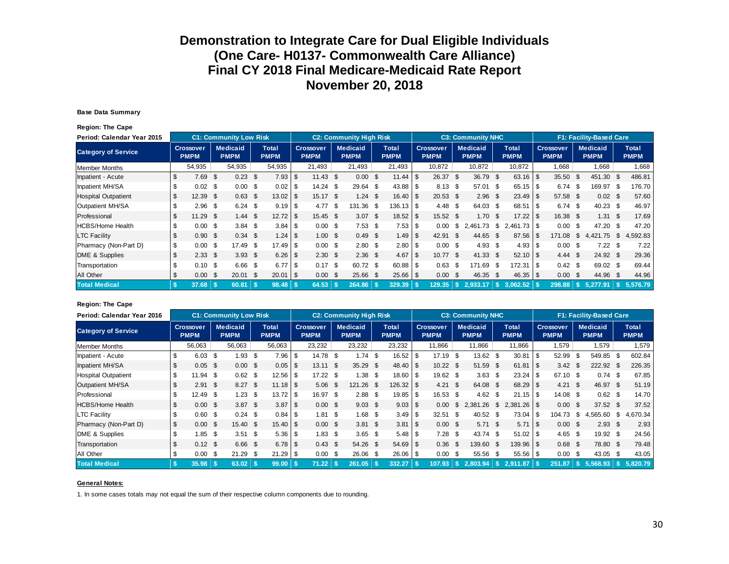# Demonstration to Integrate Care for Dual Eligible Individuals
# (One Care- H0137- Commonwealth Care Alliance)
# Final CY 2018 Final Medicare-Medicaid Rate Report
# November 20, 2018

**Base Data Summary**

**Region: The Cape**

| Period: Calendar Year 2015 | C1: Community Low Risk | | | C2: Community High Risk | | | C3: Community NHC | | | F1: Facility-Based Care | | |
|---|---|---|---|---|---|---|---|---|---|---|---|---|
| **Category of Service** | **Crossover PMPM** | **Medicaid PMPM** | **Total PMPM** | **Crossover PMPM** | **Medicaid PMPM** | **Total PMPM** | **Crossover PMPM** | **Medicaid PMPM** | **Total PMPM** | **Crossover PMPM** | **Medicaid PMPM** | **Total PMPM** |
| Member Months | 54,935 | 54,935 | 54,935 | 21,493 | 21,493 | 21,493 | 10,872 | 10,872 | 10,872 | 1,668 | 1,668 | 1,668 |
| Inpatient - Acute | $ 7.69 | $ 0.23 | $ 7.93 | $ 11.43 | $ 0.00 | $ 11.44 | $ 26.37 | $ 36.79 | $ 63.16 | $ 35.50 | $ 451.30 | $ 486.81 |
| Inpatient MH/SA | $ 0.02 | $ 0.00 | $ 0.02 | $ 14.24 | $ 29.64 | $ 43.88 | $ 8.13 | $ 57.01 | $ 65.15 | $ 6.74 | $ 169.97 | $ 176.70 |
| Hospital Outpatient | $ 12.39 | $ 0.63 | $ 13.02 | $ 15.17 | $ 1.24 | $ 16.40 | $ 20.53 | $ 2.96 | $ 23.49 | $ 57.58 | $ 0.02 | $ 57.60 |
| Outpatient MH/SA | $ 2.96 | $ 6.24 | $ 9.19 | $ 4.77 | $ 131.36 | $ 136.13 | $ 4.48 | $ 64.03 | $ 68.51 | $ 6.74 | $ 40.23 | $ 46.97 |
| Professional | $ 11.29 | $ 1.44 | $ 12.72 | $ 15.45 | $ 3.07 | $ 18.52 | $ 15.52 | $ 1.70 | $ 17.22 | $ 16.38 | $ 1.31 | $ 17.69 |
| HCBS/Home Health | $ 0.00 | $ 3.84 | $ 3.84 | $ 0.00 | $ 7.53 | $ 7.53 | $ 0.00 | $ 2,461.73 | $ 2,461.73 | $ 0.00 | $ 47.20 | $ 47.20 |
| LTC Facility | $ 0.90 | $ 0.34 | $ 1.24 | $ 1.00 | $ 0.49 | $ 1.49 | $ 42.91 | $ 44.65 | $ 87.56 | $ 171.08 | $ 4,421.75 | $ 4,592.83 |
| Pharmacy (Non-Part D) | $ 0.00 | $ 17.49 | $ 17.49 | $ 0.00 | $ 2.80 | $ 2.80 | $ 0.00 | $ 4.93 | $ 4.93 | $ 0.00 | $ 7.22 | $ 7.22 |
| DME & Supplies | $ 2.33 | $ 3.93 | $ 6.26 | $ 2.30 | $ 2.36 | $ 4.67 | $ 10.77 | $ 41.33 | $ 52.10 | $ 4.44 | $ 24.92 | $ 29.36 |
| Transportation | $ 0.10 | $ 6.66 | $ 6.77 | $ 0.17 | $ 60.72 | $ 60.88 | $ 0.63 | $ 171.69 | $ 172.31 | $ 0.42 | $ 69.02 | $ 69.44 |
| All Other | $ 0.00 | $ 20.01 | $ 20.01 | $ 0.00 | $ 25.66 | $ 25.66 | $ 0.00 | $ 46.35 | $ 46.35 | $ 0.00 | $ 44.96 | $ 44.96 |
| **Total Medical** | **$ 37.68** | **$ 60.81** | **$ 98.48** | **$ 64.53** | **$ 264.86** | **$ 329.39** | **$ 129.35** | **$ 2,933.17** | **$ 3,062.52** | **$ 298.88** | **$ 5,277.91** | **$ 5,576.79** |

**Region: The Cape**

| Period: Calendar Year 2016 | C1: Community Low Risk | | | C2: Community High Risk | | | C3: Community NHC | | | F1: Facility-Based Care | | |
|---|---|---|---|---|---|---|---|---|---|---|---|---|
| **Category of Service** | **Crossover PMPM** | **Medicaid PMPM** | **Total PMPM** | **Crossover PMPM** | **Medicaid PMPM** | **Total PMPM** | **Crossover PMPM** | **Medicaid PMPM** | **Total PMPM** | **Crossover PMPM** | **Medicaid PMPM** | **Total PMPM** |
| Member Months | 56,063 | 56,063 | 56,063 | 23,232 | 23,232 | 23,232 | 11,866 | 11,866 | 11,866 | 1,579 | 1,579 | 1,579 |
| Inpatient - Acute | $ 6.03 | $ 1.93 | $ 7.96 | $ 14.78 | $ 1.74 | $ 16.52 | $ 17.19 | $ 13.62 | $ 30.81 | $ 52.99 | $ 549.85 | $ 602.84 |
| Inpatient MH/SA | $ 0.05 | $ 0.00 | $ 0.05 | $ 13.11 | $ 35.29 | $ 48.40 | $ 10.22 | $ 51.59 | $ 61.81 | $ 3.42 | $ 222.92 | $ 226.35 |
| Hospital Outpatient | $ 11.94 | $ 0.62 | $ 12.56 | $ 17.22 | $ 1.38 | $ 18.60 | $ 19.62 | $ 3.63 | $ 23.24 | $ 67.10 | $ 0.74 | $ 67.85 |
| Outpatient MH/SA | $ 2.91 | $ 8.27 | $ 11.18 | $ 5.06 | $ 121.26 | $ 126.32 | $ 4.21 | $ 64.08 | $ 68.29 | $ 4.21 | $ 46.97 | $ 51.19 |
| Professional | $ 12.49 | $ 1.23 | $ 13.72 | $ 16.97 | $ 2.88 | $ 19.85 | $ 16.53 | $ 4.62 | $ 21.15 | $ 14.08 | $ 0.62 | $ 14.70 |
| HCBS/Home Health | $ 0.00 | $ 3.87 | $ 3.87 | $ 0.00 | $ 9.03 | $ 9.03 | $ 0.00 | $ 2,381.26 | $ 2,381.26 | $ 0.00 | $ 37.52 | $ 37.52 |
| LTC Facility | $ 0.60 | $ 0.24 | $ 0.84 | $ 1.81 | $ 1.68 | $ 3.49 | $ 32.51 | $ 40.52 | $ 73.04 | $ 104.73 | $ 4,565.60 | $ 4,670.34 |
| Pharmacy (Non-Part D) | $ 0.00 | $ 15.40 | $ 15.40 | $ 0.00 | $ 3.81 | $ 3.81 | $ 0.00 | $ 5.71 | $ 5.71 | $ 0.00 | $ 2.93 | $ 2.93 |
| DME & Supplies | $ 1.85 | $ 3.51 | $ 5.36 | $ 1.83 | $ 3.65 | $ 5.48 | $ 7.28 | $ 43.74 | $ 51.02 | $ 4.65 | $ 19.92 | $ 24.56 |
| Transportation | $ 0.12 | $ 6.66 | $ 6.78 | $ 0.43 | $ 54.26 | $ 54.69 | $ 0.36 | $ 139.60 | $ 139.96 | $ 0.68 | $ 78.80 | $ 79.48 |
| All Other | $ 0.00 | $ 21.29 | $ 21.29 | $ 0.00 | $ 26.06 | $ 26.06 | $ 0.00 | $ 55.56 | $ 55.56 | $ 0.00 | $ 43.05 | $ 43.05 |
| **Total Medical** | **$ 35.98** | **$ 63.02** | **$ 99.00** | **$ 71.22** | **$ 261.05** | **$ 332.27** | **$ 107.93** | **$ 2,803.94** | **$ 2,911.87** | **$ 251.87** | **$ 5,568.93** | **$ 5,820.79** |

**General Notes:**

1. In some cases totals may not equal the sum of their respective column components due to rounding.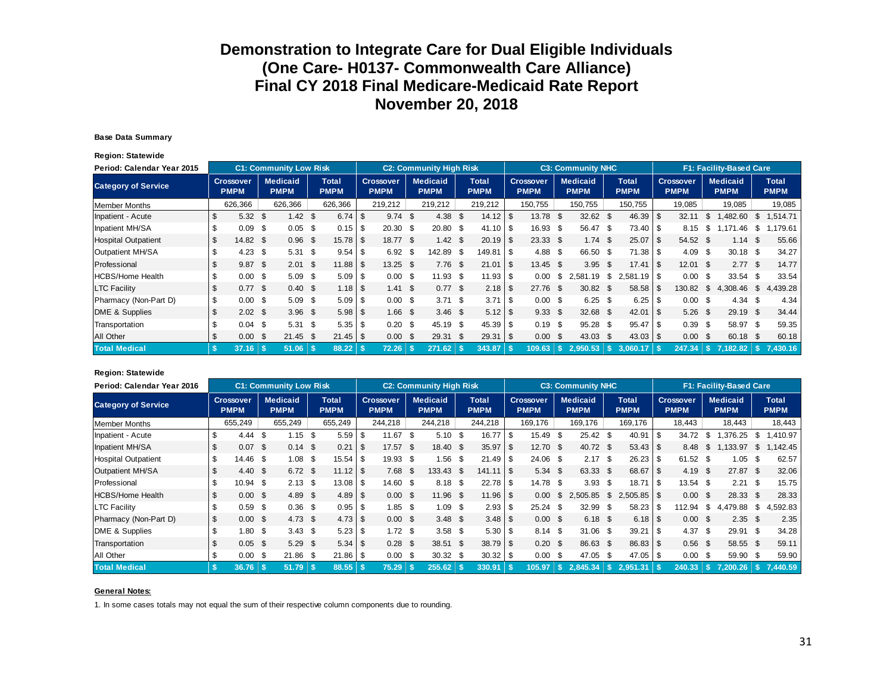# Demonstration to Integrate Care for Dual Eligible Individuals
# (One Care- H0137- Commonwealth Care Alliance)
# Final CY 2018 Final Medicare-Medicaid Rate Report
# November 20, 2018

**Base Data Summary**

**Region: Statewide**

| Period: Calendar Year 2015 | C1: Community Low Risk | | | C2: Community High Risk | | | C3: Community NHC | | | F1: Facility-Based Care | | |
|---|---|---|---|---|---|---|---|---|---|---|---|---|
| **Category of Service** | **Crossover PMPM** | **Medicaid PMPM** | **Total PMPM** | **Crossover PMPM** | **Medicaid PMPM** | **Total PMPM** | **Crossover PMPM** | **Medicaid PMPM** | **Total PMPM** | **Crossover PMPM** | **Medicaid PMPM** | **Total PMPM** |
| Member Months | 626,366 | 626,366 | 626,366 | 219,212 | 219,212 | 219,212 | 150,755 | 150,755 | 150,755 | 19,085 | 19,085 | 19,085 |
| Inpatient - Acute | $ 5.32 | $ 1.42 | $ 6.74 | $ 9.74 | $ 4.38 | $ 14.12 | $ 13.78 | $ 32.62 | $ 46.39 | $ 32.11 | $ 1,482.60 | $ 1,514.71 |
| Inpatient MH/SA | $ 0.09 | $ 0.05 | $ 0.15 | $ 20.30 | $ 20.80 | $ 41.10 | $ 16.93 | $ 56.47 | $ 73.40 | $ 8.15 | $ 1,171.46 | $ 1,179.61 |
| Hospital Outpatient | $ 14.82 | $ 0.96 | $ 15.78 | $ 18.77 | $ 1.42 | $ 20.19 | $ 23.33 | $ 1.74 | $ 25.07 | $ 54.52 | $ 1.14 | $ 55.66 |
| Outpatient MH/SA | $ 4.23 | $ 5.31 | $ 9.54 | $ 6.92 | $ 142.89 | $ 149.81 | $ 4.88 | $ 66.50 | $ 71.38 | $ 4.09 | $ 30.18 | $ 34.27 |
| Professional | $ 9.87 | $ 2.01 | $ 11.88 | $ 13.25 | $ 7.76 | $ 21.01 | $ 13.45 | $ 3.95 | $ 17.41 | $ 12.01 | $ 2.77 | $ 14.77 |
| HCBS/Home Health | $ 0.00 | $ 5.09 | $ 5.09 | $ 0.00 | $ 11.93 | $ 11.93 | $ 0.00 | $ 2,581.19 | $ 2,581.19 | $ 0.00 | $ 33.54 | $ 33.54 |
| LTC Facility | $ 0.77 | $ 0.40 | $ 1.18 | $ 1.41 | $ 0.77 | $ 2.18 | $ 27.76 | $ 30.82 | $ 58.58 | $ 130.82 | $ 4,308.46 | $ 4,439.28 |
| Pharmacy (Non-Part D) | $ 0.00 | $ 5.09 | $ 5.09 | $ 0.00 | $ 3.71 | $ 3.71 | $ 0.00 | $ 6.25 | $ 6.25 | $ 0.00 | $ 4.34 | $ 4.34 |
| DME & Supplies | $ 2.02 | $ 3.96 | $ 5.98 | $ 1.66 | $ 3.46 | $ 5.12 | $ 9.33 | $ 32.68 | $ 42.01 | $ 5.26 | $ 29.19 | $ 34.44 |
| Transportation | $ 0.04 | $ 5.31 | $ 5.35 | $ 0.20 | $ 45.19 | $ 45.39 | $ 0.19 | $ 95.28 | $ 95.47 | $ 0.39 | $ 58.97 | $ 59.35 |
| All Other | $ 0.00 | $ 21.45 | $ 21.45 | $ 0.00 | $ 29.31 | $ 29.31 | $ 0.00 | $ 43.03 | $ 43.03 | $ 0.00 | $ 60.18 | $ 60.18 |
| **Total Medical** | **$ 37.16** | **$ 51.06** | **$ 88.22** | **$ 72.26** | **$ 271.62** | **$ 343.87** | **$ 109.63** | **$ 2,950.53** | **$ 3,060.17** | **$ 247.34** | **$ 7,182.82** | **$ 7,430.16** |

**Region: Statewide**

| Period: Calendar Year 2016 | C1: Community Low Risk | | | C2: Community High Risk | | | C3: Community NHC | | | F1: Facility-Based Care | | |
|---|---|---|---|---|---|---|---|---|---|---|---|---|
| **Category of Service** | **Crossover PMPM** | **Medicaid PMPM** | **Total PMPM** | **Crossover PMPM** | **Medicaid PMPM** | **Total PMPM** | **Crossover PMPM** | **Medicaid PMPM** | **Total PMPM** | **Crossover PMPM** | **Medicaid PMPM** | **Total PMPM** |
| Member Months | 655,249 | 655,249 | 655,249 | 244,218 | 244,218 | 244,218 | 169,176 | 169,176 | 169,176 | 18,443 | 18,443 | 18,443 |
| Inpatient - Acute | $ 4.44 | $ 1.15 | $ 5.59 | $ 11.67 | $ 5.10 | $ 16.77 | $ 15.49 | $ 25.42 | $ 40.91 | $ 34.72 | $ 1,376.25 | $ 1,410.97 |
| Inpatient MH/SA | $ 0.07 | $ 0.14 | $ 0.21 | $ 17.57 | $ 18.40 | $ 35.97 | $ 12.70 | $ 40.72 | $ 53.43 | $ 8.48 | $ 1,133.97 | $ 1,142.45 |
| Hospital Outpatient | $ 14.46 | $ 1.08 | $ 15.54 | $ 19.93 | $ 1.56 | $ 21.49 | $ 24.06 | $ 2.17 | $ 26.23 | $ 61.52 | $ 1.05 | $ 62.57 |
| Outpatient MH/SA | $ 4.40 | $ 6.72 | $ 11.12 | $ 7.68 | $ 133.43 | $ 141.11 | $ 5.34 | $ 63.33 | $ 68.67 | $ 4.19 | $ 27.87 | $ 32.06 |
| Professional | $ 10.94 | $ 2.13 | $ 13.08 | $ 14.60 | $ 8.18 | $ 22.78 | $ 14.78 | $ 3.93 | $ 18.71 | $ 13.54 | $ 2.21 | $ 15.75 |
| HCBS/Home Health | $ 0.00 | $ 4.89 | $ 4.89 | $ 0.00 | $ 11.96 | $ 11.96 | $ 0.00 | $ 2,505.85 | $ 2,505.85 | $ 0.00 | $ 28.33 | $ 28.33 |
| LTC Facility | $ 0.59 | $ 0.36 | $ 0.95 | $ 1.85 | $ 1.09 | $ 2.93 | $ 25.24 | $ 32.99 | $ 58.23 | $ 112.94 | $ 4,479.88 | $ 4,592.83 |
| Pharmacy (Non-Part D) | $ 0.00 | $ 4.73 | $ 4.73 | $ 0.00 | $ 3.48 | $ 3.48 | $ 0.00 | $ 6.18 | $ 6.18 | $ 0.00 | $ 2.35 | $ 2.35 |
| DME & Supplies | $ 1.80 | $ 3.43 | $ 5.23 | $ 1.72 | $ 3.58 | $ 5.30 | $ 8.14 | $ 31.06 | $ 39.21 | $ 4.37 | $ 29.91 | $ 34.28 |
| Transportation | $ 0.05 | $ 5.29 | $ 5.34 | $ 0.28 | $ 38.51 | $ 38.79 | $ 0.20 | $ 86.63 | $ 86.83 | $ 0.56 | $ 58.55 | $ 59.11 |
| All Other | $ 0.00 | $ 21.86 | $ 21.86 | $ 0.00 | $ 30.32 | $ 30.32 | $ 0.00 | $ 47.05 | $ 47.05 | $ 0.00 | $ 59.90 | $ 59.90 |
| **Total Medical** | **$ 36.76** | **$ 51.79** | **$ 88.55** | **$ 75.29** | **$ 255.62** | **$ 330.91** | **$ 105.97** | **$ 2,845.34** | **$ 2,951.31** | **$ 240.33** | **$ 7,200.26** | **$ 7,440.59** |

**General Notes:**

1. In some cases totals may not equal the sum of their respective column components due to rounding.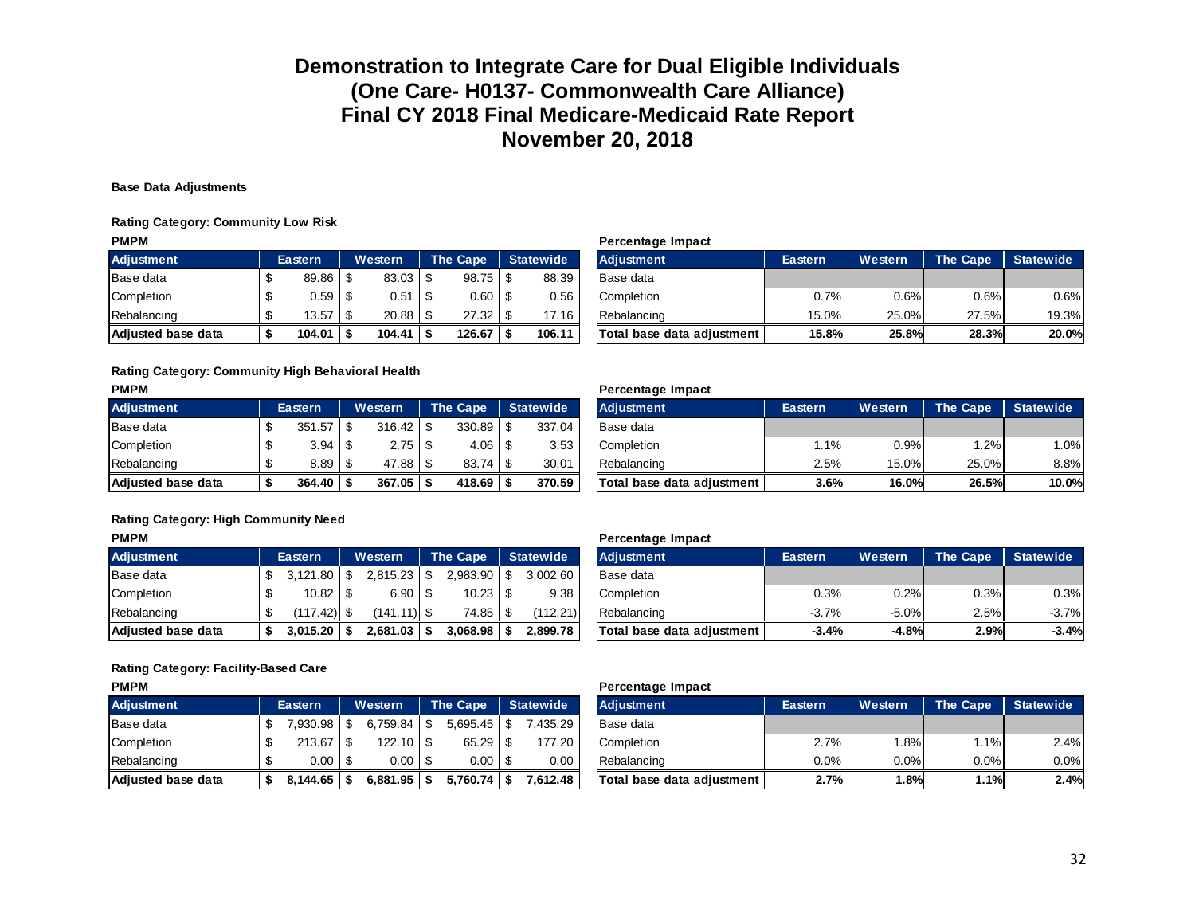# Demonstration to Integrate Care for Dual Eligible Individuals
# (One Care- H0137- Commonwealth Care Alliance)
# Final CY 2018 Final Medicare-Medicaid Rate Report
# November 20, 2018

**Base Data Adjustments**

**Rating Category: Community Low Risk**

**PMPM**

| Adjustment | Eastern | Western | The Cape | Statewide |
|---|---|---|---|---|
| Base data | $ 89.86 | $ 83.03 | $ 98.75 | $ 88.39 |
| Completion | $ 0.59 | $ 0.51 | $ 0.60 | $ 0.56 |
| Rebalancing | $ 13.57 | $ 20.88 | $ 27.32 | $ 17.16 |
| **Adjusted base data** | **$ 104.01** | **$ 104.41** | **$ 126.67** | **$ 106.11** |

**Percentage Impact**

| Adjustment | Eastern | Western | The Cape | Statewide |
|---|---|---|---|---|
| Base data | | | | |
| Completion | 0.7% | 0.6% | 0.6% | 0.6% |
| Rebalancing | 15.0% | 25.0% | 27.5% | 19.3% |
| **Total base data adjustment** | **15.8%** | **25.8%** | **28.3%** | **20.0%** |

**Rating Category: Community High Behavioral Health**

**PMPM**

| Adjustment | Eastern | Western | The Cape | Statewide |
|---|---|---|---|---|
| Base data | $ 351.57 | $ 316.42 | $ 330.89 | $ 337.04 |
| Completion | $ 3.94 | $ 2.75 | $ 4.06 | $ 3.53 |
| Rebalancing | $ 8.89 | $ 47.88 | $ 83.74 | $ 30.01 |
| **Adjusted base data** | **$ 364.40** | **$ 367.05** | **$ 418.69** | **$ 370.59** |

**Percentage Impact**

| Adjustment | Eastern | Western | The Cape | Statewide |
|---|---|---|---|---|
| Base data | | | | |
| Completion | 1.1% | 0.9% | 1.2% | 1.0% |
| Rebalancing | 2.5% | 15.0% | 25.0% | 8.8% |
| **Total base data adjustment** | **3.6%** | **16.0%** | **26.5%** | **10.0%** |

**Rating Category: High Community Need**

**PMPM**

| Adjustment | Eastern | Western | The Cape | Statewide |
|---|---|---|---|---|
| Base data | $ 3,121.80 | $ 2,815.23 | $ 2,983.90 | $ 3,002.60 |
| Completion | $ 10.82 | $ 6.90 | $ 10.23 | $ 9.38 |
| Rebalancing | $ (117.42) | $ (141.11) | $ 74.85 | $ (112.21) |
| **Adjusted base data** | **$ 3,015.20** | **$ 2,681.03** | **$ 3,068.98** | **$ 2,899.78** |

**Percentage Impact**

| Adjustment | Eastern | Western | The Cape | Statewide |
|---|---|---|---|---|
| Base data | | | | |
| Completion | 0.3% | 0.2% | 0.3% | 0.3% |
| Rebalancing | -3.7% | -5.0% | 2.5% | -3.7% |
| **Total base data adjustment** | **-3.4%** | **-4.8%** | **2.9%** | **-3.4%** |

**Rating Category: Facility-Based Care**

**PMPM**

| Adjustment | Eastern | Western | The Cape | Statewide |
|---|---|---|---|---|
| Base data | $ 7,930.98 | $ 6,759.84 | $ 5,695.45 | $ 7,435.29 |
| Completion | $ 213.67 | $ 122.10 | $ 65.29 | $ 177.20 |
| Rebalancing | $ 0.00 | $ 0.00 | $ 0.00 | $ 0.00 |
| **Adjusted base data** | **$ 8,144.65** | **$ 6,881.95** | **$ 5,760.74** | **$ 7,612.48** |

**Percentage Impact**

| Adjustment | Eastern | Western | The Cape | Statewide |
|---|---|---|---|---|
| Base data | | | | |
| Completion | 2.7% | 1.8% | 1.1% | 2.4% |
| Rebalancing | 0.0% | 0.0% | 0.0% | 0.0% |
| **Total base data adjustment** | **2.7%** | **1.8%** | **1.1%** | **2.4%** |